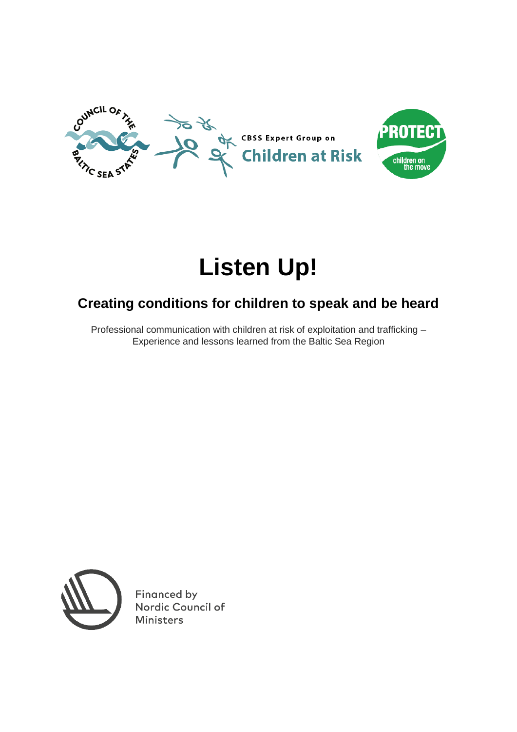CBSS Expert Group on Children at Risk

PROTECT children on the move

# Listen Up!

## Creating conditions for children to speak and be heard

Professional communication with children at risk of exploitation and trafficking – Experience and lessons learned from the Baltic Sea Region

Financed by Nordic Council of Ministers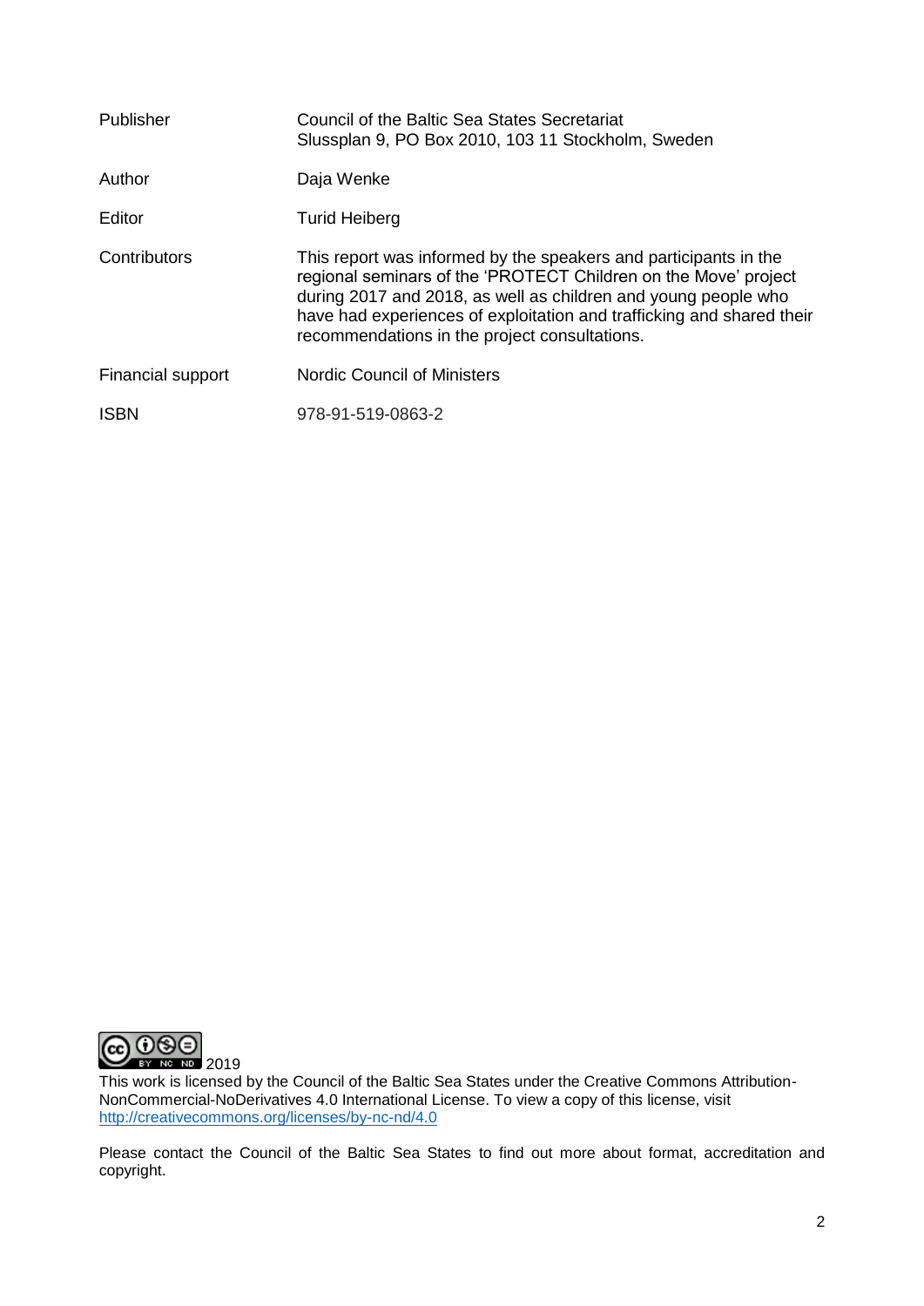| | |
|---|---|
| Publisher | Council of the Baltic Sea States Secretariat<br>Slussplan 9, PO Box 2010, 103 11 Stockholm, Sweden |
| Author | Daja Wenke |
| Editor | Turid Heiberg |
| Contributors | This report was informed by the speakers and participants in the regional seminars of the 'PROTECT Children on the Move' project during 2017 and 2018, as well as children and young people who have had experiences of exploitation and trafficking and shared their recommendations in the project consultations. |
| Financial support | Nordic Council of Ministers |
| ISBN | 978-91-519-0863-2 |

2019

This work is licensed by the Council of the Baltic Sea States under the Creative Commons Attribution-NonCommercial-NoDerivatives 4.0 International License. To view a copy of this license, visit [http://creativecommons.org/licenses/by-nc-nd/4.0](http://creativecommons.org/licenses/by-nc-nd/4.0)

Please contact the Council of the Baltic Sea States to find out more about format, accreditation and copyright.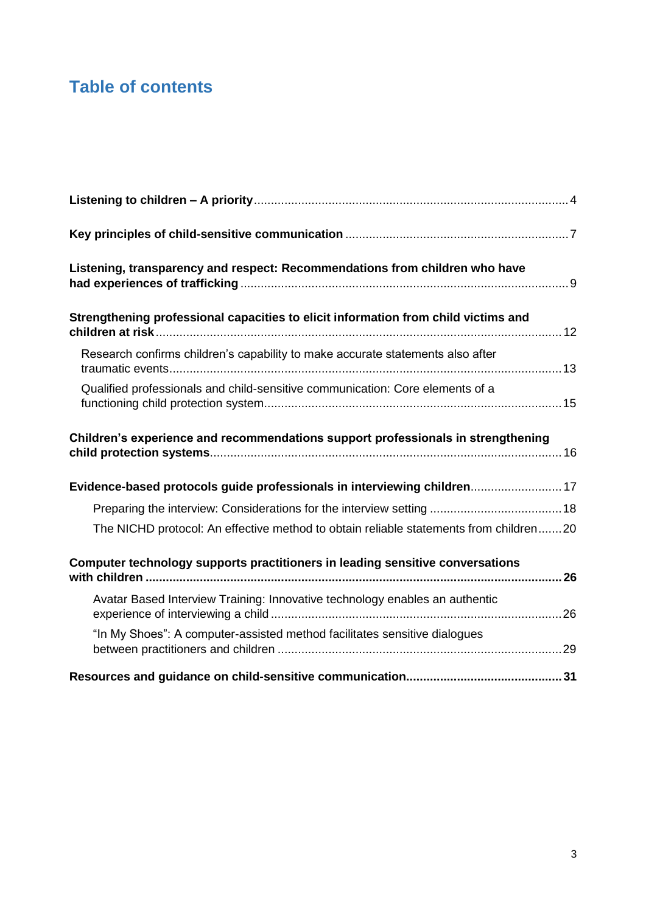## Table of contents

**Listening to children – A priority** ..... 4

**Key principles of child-sensitive communication** ..... 7

**Listening, transparency and respect: Recommendations from children who have had experiences of trafficking** ..... 9

**Strengthening professional capacities to elicit information from child victims and children at risk** ..... 12

- Research confirms children's capability to make accurate statements also after traumatic events ..... 13
- Qualified professionals and child-sensitive communication: Core elements of a functioning child protection system ..... 15

**Children's experience and recommendations support professionals in strengthening child protection systems** ..... 16

**Evidence-based protocols guide professionals in interviewing children** ..... 17

- Preparing the interview: Considerations for the interview setting ..... 18
- The NICHD protocol: An effective method to obtain reliable statements from children ..... 20

**Computer technology supports practitioners in leading sensitive conversations with children ..... 26**

- Avatar Based Interview Training: Innovative technology enables an authentic experience of interviewing a child ..... 26
- "In My Shoes": A computer-assisted method facilitates sensitive dialogues between practitioners and children ..... 29

**Resources and guidance on child-sensitive communication ..... 31**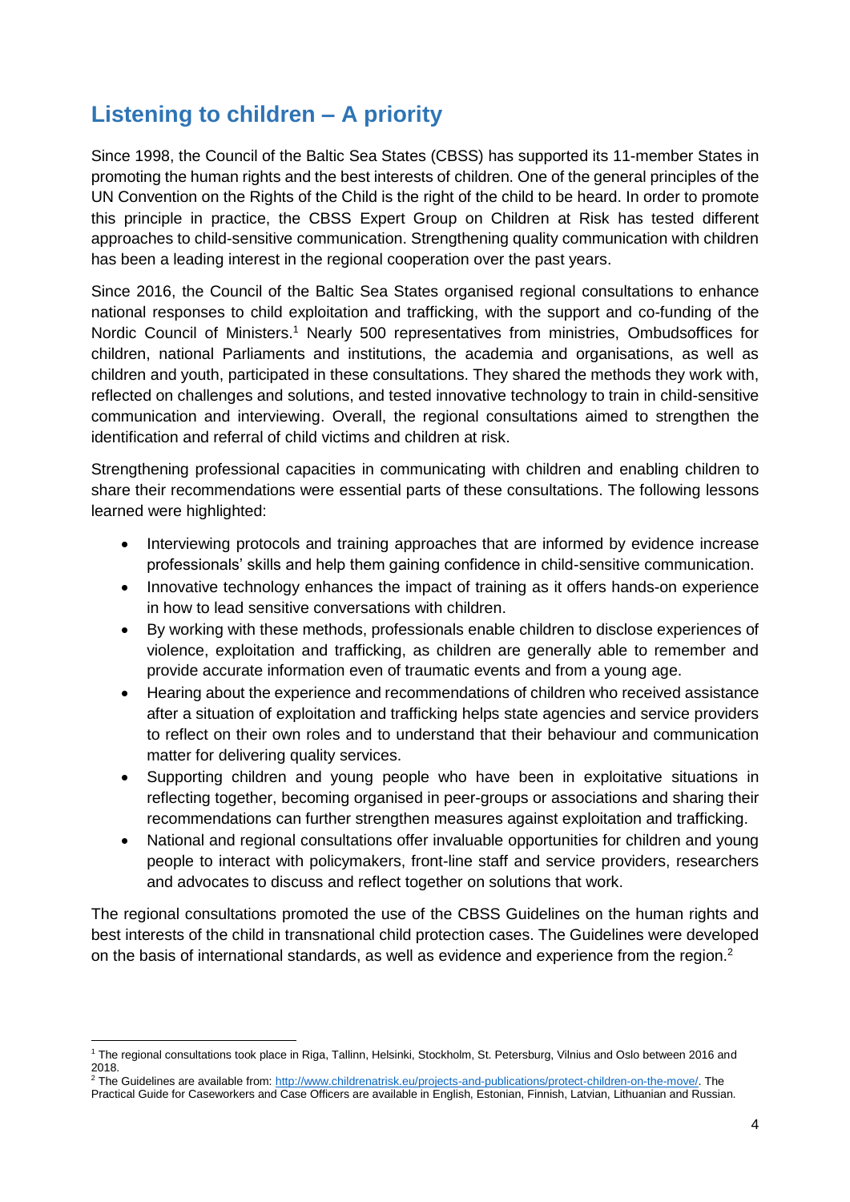## Listening to children – A priority

Since 1998, the Council of the Baltic Sea States (CBSS) has supported its 11-member States in promoting the human rights and the best interests of children. One of the general principles of the UN Convention on the Rights of the Child is the right of the child to be heard. In order to promote this principle in practice, the CBSS Expert Group on Children at Risk has tested different approaches to child-sensitive communication. Strengthening quality communication with children has been a leading interest in the regional cooperation over the past years.

Since 2016, the Council of the Baltic Sea States organised regional consultations to enhance national responses to child exploitation and trafficking, with the support and co-funding of the Nordic Council of Ministers.[1] Nearly 500 representatives from ministries, Ombudsoffices for children, national Parliaments and institutions, the academia and organisations, as well as children and youth, participated in these consultations. They shared the methods they work with, reflected on challenges and solutions, and tested innovative technology to train in child-sensitive communication and interviewing. Overall, the regional consultations aimed to strengthen the identification and referral of child victims and children at risk.

Strengthening professional capacities in communicating with children and enabling children to share their recommendations were essential parts of these consultations. The following lessons learned were highlighted:

- Interviewing protocols and training approaches that are informed by evidence increase professionals' skills and help them gaining confidence in child-sensitive communication.
- Innovative technology enhances the impact of training as it offers hands-on experience in how to lead sensitive conversations with children.
- By working with these methods, professionals enable children to disclose experiences of violence, exploitation and trafficking, as children are generally able to remember and provide accurate information even of traumatic events and from a young age.
- Hearing about the experience and recommendations of children who received assistance after a situation of exploitation and trafficking helps state agencies and service providers to reflect on their own roles and to understand that their behaviour and communication matter for delivering quality services.
- Supporting children and young people who have been in exploitative situations in reflecting together, becoming organised in peer-groups or associations and sharing their recommendations can further strengthen measures against exploitation and trafficking.
- National and regional consultations offer invaluable opportunities for children and young people to interact with policymakers, front-line staff and service providers, researchers and advocates to discuss and reflect together on solutions that work.

The regional consultations promoted the use of the CBSS Guidelines on the human rights and best interests of the child in transnational child protection cases. The Guidelines were developed on the basis of international standards, as well as evidence and experience from the region.[2]

---

[1] The regional consultations took place in Riga, Tallinn, Helsinki, Stockholm, St. Petersburg, Vilnius and Oslo between 2016 and 2018.

[2] The Guidelines are available from: http://www.childrenatrisk.eu/projects-and-publications/protect-children-on-the-move/. The Practical Guide for Caseworkers and Case Officers are available in English, Estonian, Finnish, Latvian, Lithuanian and Russian.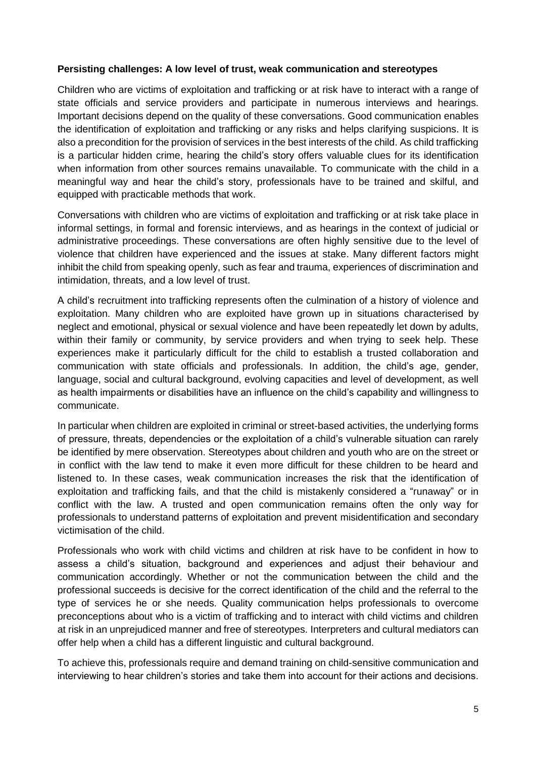**Persisting challenges: A low level of trust, weak communication and stereotypes**

Children who are victims of exploitation and trafficking or at risk have to interact with a range of state officials and service providers and participate in numerous interviews and hearings. Important decisions depend on the quality of these conversations. Good communication enables the identification of exploitation and trafficking or any risks and helps clarifying suspicions. It is also a precondition for the provision of services in the best interests of the child. As child trafficking is a particular hidden crime, hearing the child's story offers valuable clues for its identification when information from other sources remains unavailable. To communicate with the child in a meaningful way and hear the child's story, professionals have to be trained and skilful, and equipped with practicable methods that work.

Conversations with children who are victims of exploitation and trafficking or at risk take place in informal settings, in formal and forensic interviews, and as hearings in the context of judicial or administrative proceedings. These conversations are often highly sensitive due to the level of violence that children have experienced and the issues at stake. Many different factors might inhibit the child from speaking openly, such as fear and trauma, experiences of discrimination and intimidation, threats, and a low level of trust.

A child's recruitment into trafficking represents often the culmination of a history of violence and exploitation. Many children who are exploited have grown up in situations characterised by neglect and emotional, physical or sexual violence and have been repeatedly let down by adults, within their family or community, by service providers and when trying to seek help. These experiences make it particularly difficult for the child to establish a trusted collaboration and communication with state officials and professionals. In addition, the child's age, gender, language, social and cultural background, evolving capacities and level of development, as well as health impairments or disabilities have an influence on the child's capability and willingness to communicate.

In particular when children are exploited in criminal or street-based activities, the underlying forms of pressure, threats, dependencies or the exploitation of a child's vulnerable situation can rarely be identified by mere observation. Stereotypes about children and youth who are on the street or in conflict with the law tend to make it even more difficult for these children to be heard and listened to. In these cases, weak communication increases the risk that the identification of exploitation and trafficking fails, and that the child is mistakenly considered a "runaway" or in conflict with the law. A trusted and open communication remains often the only way for professionals to understand patterns of exploitation and prevent misidentification and secondary victimisation of the child.

Professionals who work with child victims and children at risk have to be confident in how to assess a child's situation, background and experiences and adjust their behaviour and communication accordingly. Whether or not the communication between the child and the professional succeeds is decisive for the correct identification of the child and the referral to the type of services he or she needs. Quality communication helps professionals to overcome preconceptions about who is a victim of trafficking and to interact with child victims and children at risk in an unprejudiced manner and free of stereotypes. Interpreters and cultural mediators can offer help when a child has a different linguistic and cultural background.

To achieve this, professionals require and demand training on child-sensitive communication and interviewing to hear children's stories and take them into account for their actions and decisions.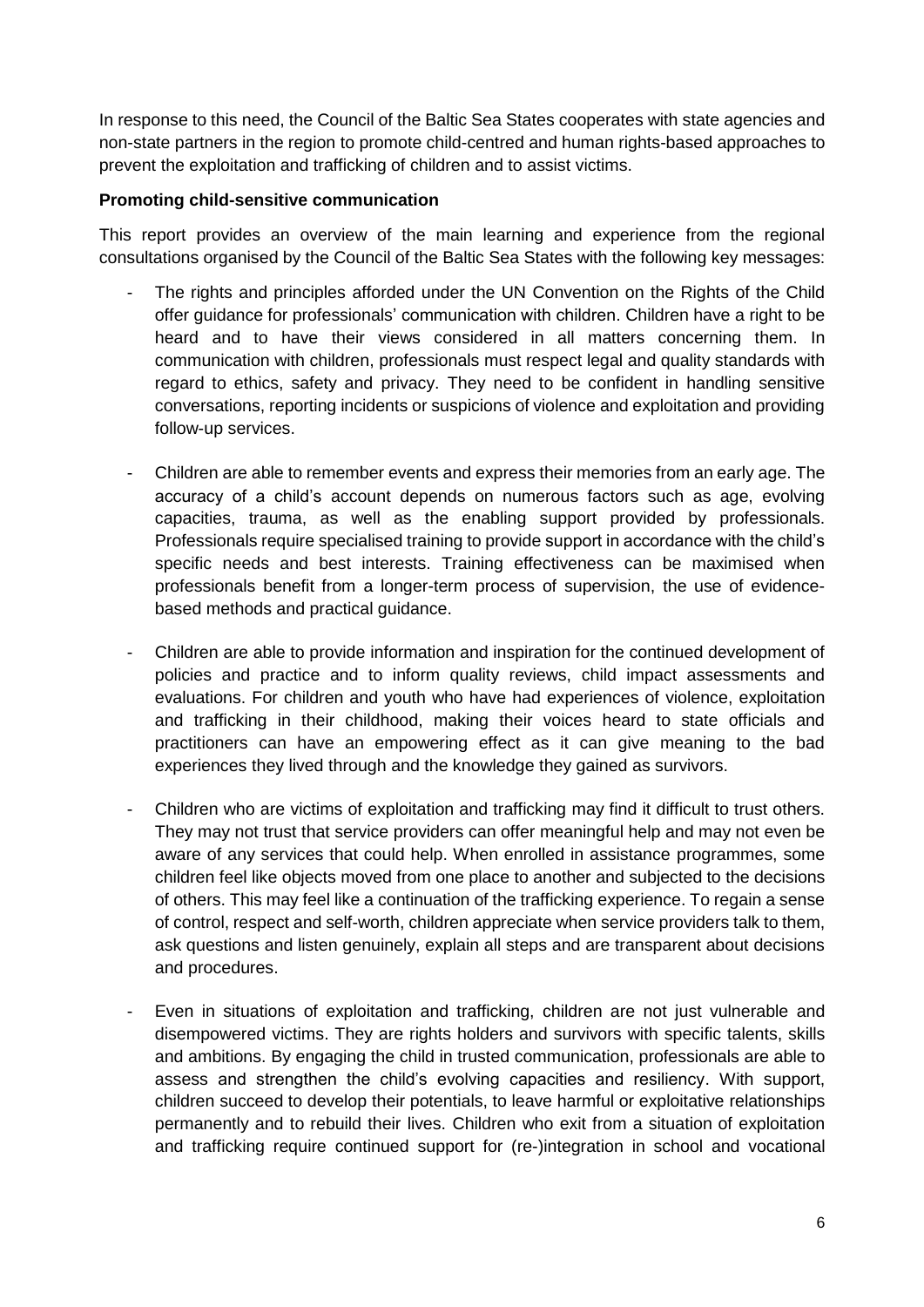In response to this need, the Council of the Baltic Sea States cooperates with state agencies and non-state partners in the region to promote child-centred and human rights-based approaches to prevent the exploitation and trafficking of children and to assist victims.

**Promoting child-sensitive communication**

This report provides an overview of the main learning and experience from the regional consultations organised by the Council of the Baltic Sea States with the following key messages:

- The rights and principles afforded under the UN Convention on the Rights of the Child offer guidance for professionals' communication with children. Children have a right to be heard and to have their views considered in all matters concerning them. In communication with children, professionals must respect legal and quality standards with regard to ethics, safety and privacy. They need to be confident in handling sensitive conversations, reporting incidents or suspicions of violence and exploitation and providing follow-up services.

- Children are able to remember events and express their memories from an early age. The accuracy of a child's account depends on numerous factors such as age, evolving capacities, trauma, as well as the enabling support provided by professionals. Professionals require specialised training to provide support in accordance with the child's specific needs and best interests. Training effectiveness can be maximised when professionals benefit from a longer-term process of supervision, the use of evidence-based methods and practical guidance.

- Children are able to provide information and inspiration for the continued development of policies and practice and to inform quality reviews, child impact assessments and evaluations. For children and youth who have had experiences of violence, exploitation and trafficking in their childhood, making their voices heard to state officials and practitioners can have an empowering effect as it can give meaning to the bad experiences they lived through and the knowledge they gained as survivors.

- Children who are victims of exploitation and trafficking may find it difficult to trust others. They may not trust that service providers can offer meaningful help and may not even be aware of any services that could help. When enrolled in assistance programmes, some children feel like objects moved from one place to another and subjected to the decisions of others. This may feel like a continuation of the trafficking experience. To regain a sense of control, respect and self-worth, children appreciate when service providers talk to them, ask questions and listen genuinely, explain all steps and are transparent about decisions and procedures.

- Even in situations of exploitation and trafficking, children are not just vulnerable and disempowered victims. They are rights holders and survivors with specific talents, skills and ambitions. By engaging the child in trusted communication, professionals are able to assess and strengthen the child's evolving capacities and resiliency. With support, children succeed to develop their potentials, to leave harmful or exploitative relationships permanently and to rebuild their lives. Children who exit from a situation of exploitation and trafficking require continued support for (re-)integration in school and vocational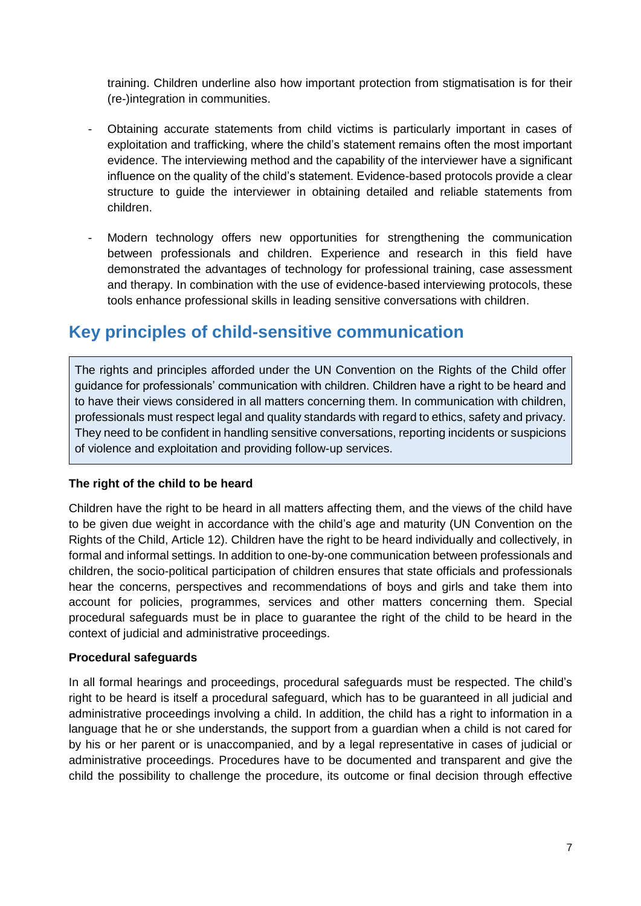training. Children underline also how important protection from stigmatisation is for their (re-)integration in communities.

- Obtaining accurate statements from child victims is particularly important in cases of exploitation and trafficking, where the child's statement remains often the most important evidence. The interviewing method and the capability of the interviewer have a significant influence on the quality of the child's statement. Evidence-based protocols provide a clear structure to guide the interviewer in obtaining detailed and reliable statements from children.

- Modern technology offers new opportunities for strengthening the communication between professionals and children. Experience and research in this field have demonstrated the advantages of technology for professional training, case assessment and therapy. In combination with the use of evidence-based interviewing protocols, these tools enhance professional skills in leading sensitive conversations with children.

## Key principles of child-sensitive communication

The rights and principles afforded under the UN Convention on the Rights of the Child offer guidance for professionals' communication with children. Children have a right to be heard and to have their views considered in all matters concerning them. In communication with children, professionals must respect legal and quality standards with regard to ethics, safety and privacy. They need to be confident in handling sensitive conversations, reporting incidents or suspicions of violence and exploitation and providing follow-up services.

**The right of the child to be heard**

Children have the right to be heard in all matters affecting them, and the views of the child have to be given due weight in accordance with the child's age and maturity (UN Convention on the Rights of the Child, Article 12). Children have the right to be heard individually and collectively, in formal and informal settings. In addition to one-by-one communication between professionals and children, the socio-political participation of children ensures that state officials and professionals hear the concerns, perspectives and recommendations of boys and girls and take them into account for policies, programmes, services and other matters concerning them. Special procedural safeguards must be in place to guarantee the right of the child to be heard in the context of judicial and administrative proceedings.

**Procedural safeguards**

In all formal hearings and proceedings, procedural safeguards must be respected. The child's right to be heard is itself a procedural safeguard, which has to be guaranteed in all judicial and administrative proceedings involving a child. In addition, the child has a right to information in a language that he or she understands, the support from a guardian when a child is not cared for by his or her parent or is unaccompanied, and by a legal representative in cases of judicial or administrative proceedings. Procedures have to be documented and transparent and give the child the possibility to challenge the procedure, its outcome or final decision through effective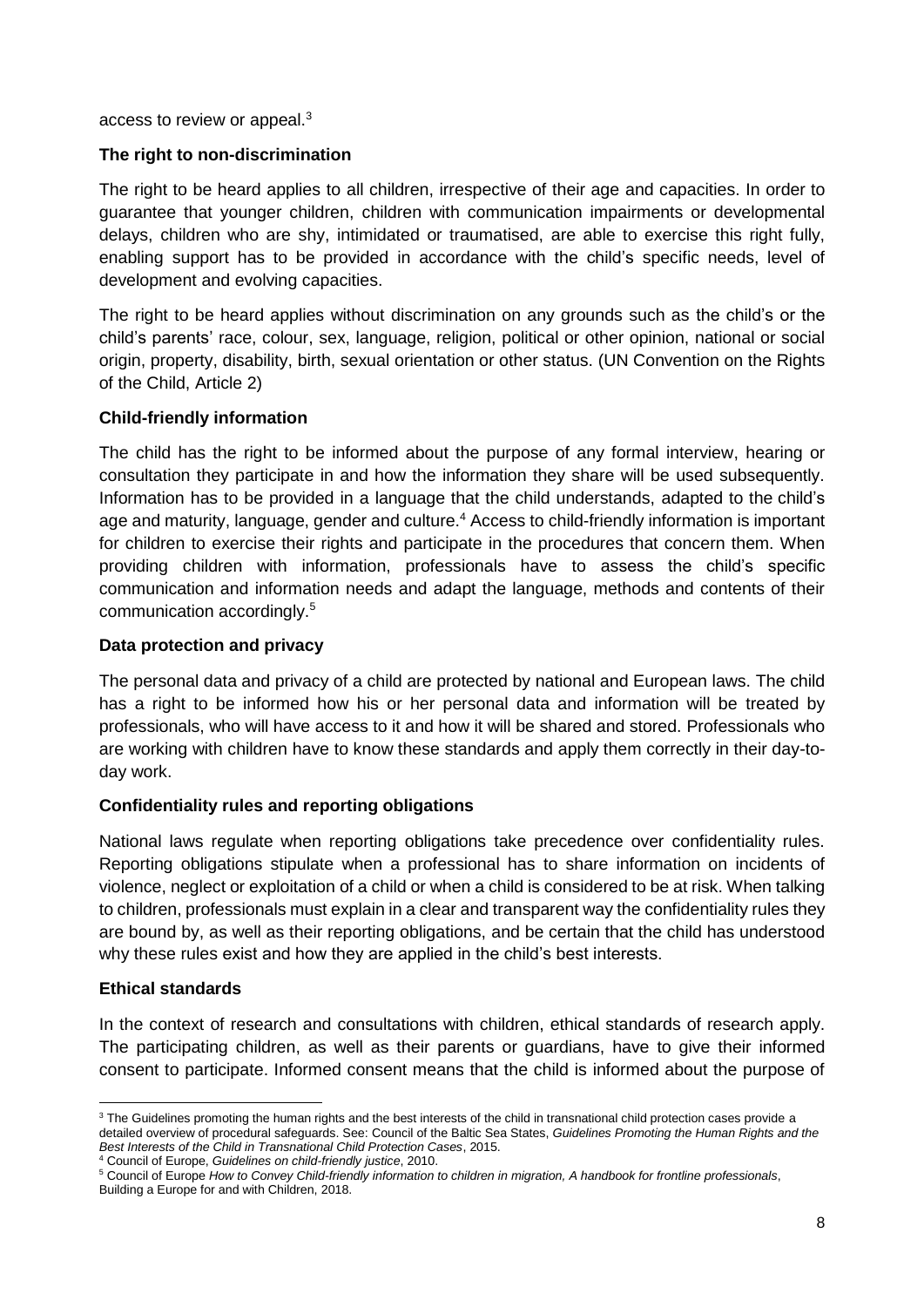access to review or appeal.[3]

### The right to non-discrimination

The right to be heard applies to all children, irrespective of their age and capacities. In order to guarantee that younger children, children with communication impairments or developmental delays, children who are shy, intimidated or traumatised, are able to exercise this right fully, enabling support has to be provided in accordance with the child's specific needs, level of development and evolving capacities.

The right to be heard applies without discrimination on any grounds such as the child's or the child's parents' race, colour, sex, language, religion, political or other opinion, national or social origin, property, disability, birth, sexual orientation or other status. (UN Convention on the Rights of the Child, Article 2)

### Child-friendly information

The child has the right to be informed about the purpose of any formal interview, hearing or consultation they participate in and how the information they share will be used subsequently. Information has to be provided in a language that the child understands, adapted to the child's age and maturity, language, gender and culture.[4] Access to child-friendly information is important for children to exercise their rights and participate in the procedures that concern them. When providing children with information, professionals have to assess the child's specific communication and information needs and adapt the language, methods and contents of their communication accordingly.[5]

### Data protection and privacy

The personal data and privacy of a child are protected by national and European laws. The child has a right to be informed how his or her personal data and information will be treated by professionals, who will have access to it and how it will be shared and stored. Professionals who are working with children have to know these standards and apply them correctly in their day-to-day work.

### Confidentiality rules and reporting obligations

National laws regulate when reporting obligations take precedence over confidentiality rules. Reporting obligations stipulate when a professional has to share information on incidents of violence, neglect or exploitation of a child or when a child is considered to be at risk. When talking to children, professionals must explain in a clear and transparent way the confidentiality rules they are bound by, as well as their reporting obligations, and be certain that the child has understood why these rules exist and how they are applied in the child's best interests.

### Ethical standards

In the context of research and consultations with children, ethical standards of research apply. The participating children, as well as their parents or guardians, have to give their informed consent to participate. Informed consent means that the child is informed about the purpose of

---

[3] The Guidelines promoting the human rights and the best interests of the child in transnational child protection cases provide a detailed overview of procedural safeguards. See: Council of the Baltic Sea States, *Guidelines Promoting the Human Rights and the Best Interests of the Child in Transnational Child Protection Cases*, 2015.

[4] Council of Europe, *Guidelines on child-friendly justice*, 2010.

[5] Council of Europe *How to Convey Child-friendly information to children in migration, A handbook for frontline professionals*, Building a Europe for and with Children, 2018.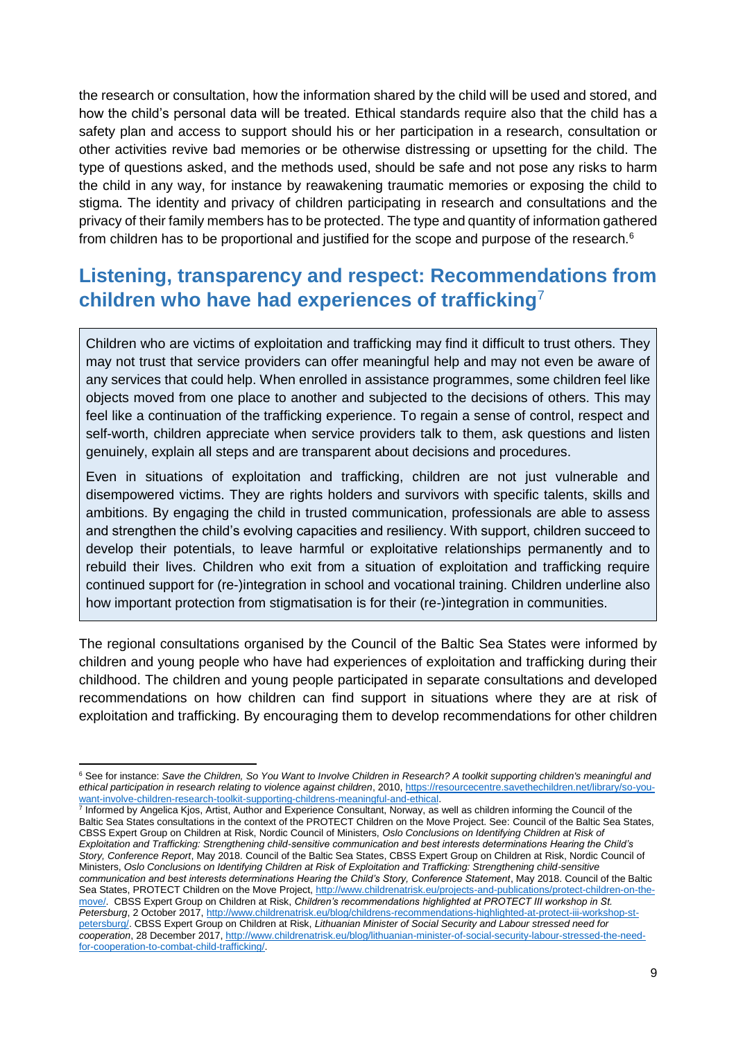the research or consultation, how the information shared by the child will be used and stored, and how the child's personal data will be treated. Ethical standards require also that the child has a safety plan and access to support should his or her participation in a research, consultation or other activities revive bad memories or be otherwise distressing or upsetting for the child. The type of questions asked, and the methods used, should be safe and not pose any risks to harm the child in any way, for instance by reawakening traumatic memories or exposing the child to stigma. The identity and privacy of children participating in research and consultations and the privacy of their family members has to be protected. The type and quantity of information gathered from children has to be proportional and justified for the scope and purpose of the research.[6]

## Listening, transparency and respect: Recommendations from children who have had experiences of trafficking[7]

Children who are victims of exploitation and trafficking may find it difficult to trust others. They may not trust that service providers can offer meaningful help and may not even be aware of any services that could help. When enrolled in assistance programmes, some children feel like objects moved from one place to another and subjected to the decisions of others. This may feel like a continuation of the trafficking experience. To regain a sense of control, respect and self-worth, children appreciate when service providers talk to them, ask questions and listen genuinely, explain all steps and are transparent about decisions and procedures.

Even in situations of exploitation and trafficking, children are not just vulnerable and disempowered victims. They are rights holders and survivors with specific talents, skills and ambitions. By engaging the child in trusted communication, professionals are able to assess and strengthen the child's evolving capacities and resiliency. With support, children succeed to develop their potentials, to leave harmful or exploitative relationships permanently and to rebuild their lives. Children who exit from a situation of exploitation and trafficking require continued support for (re-)integration in school and vocational training. Children underline also how important protection from stigmatisation is for their (re-)integration in communities.

The regional consultations organised by the Council of the Baltic Sea States were informed by children and young people who have had experiences of exploitation and trafficking during their childhood. The children and young people participated in separate consultations and developed recommendations on how children can find support in situations where they are at risk of exploitation and trafficking. By encouraging them to develop recommendations for other children

---

[6] See for instance: *Save the Children, So You Want to Involve Children in Research? A toolkit supporting children's meaningful and ethical participation in research relating to violence against children*, 2010, https://resourcecentre.savethechildren.net/library/so-you-want-involve-children-research-toolkit-supporting-childrens-meaningful-and-ethical.

[7] Informed by Angelica Kjos, Artist, Author and Experience Consultant, Norway, as well as children informing the Council of the Baltic Sea States consultations in the context of the PROTECT Children on the Move Project. See: Council of the Baltic Sea States, CBSS Expert Group on Children at Risk, Nordic Council of Ministers, *Oslo Conclusions on Identifying Children at Risk of Exploitation and Trafficking: Strengthening child-sensitive communication and best interests determinations Hearing the Child's Story, Conference Report*, May 2018. Council of the Baltic Sea States, CBSS Expert Group on Children at Risk, Nordic Council of Ministers, *Oslo Conclusions on Identifying Children at Risk of Exploitation and Trafficking: Strengthening child-sensitive communication and best interests determinations Hearing the Child's Story, Conference Statement*, May 2018. Council of the Baltic Sea States, PROTECT Children on the Move Project, http://www.childrenatrisk.eu/projects-and-publications/protect-children-on-the-move/. CBSS Expert Group on Children at Risk, *Children's recommendations highlighted at PROTECT III workshop in St. Petersburg*, 2 October 2017, http://www.childrenatrisk.eu/blog/childrens-recommendations-highlighted-at-protect-iii-workshop-st-petersburg/. CBSS Expert Group on Children at Risk, *Lithuanian Minister of Social Security and Labour stressed need for cooperation*, 28 December 2017, http://www.childrenatrisk.eu/blog/lithuanian-minister-of-social-security-labour-stressed-the-need-for-cooperation-to-combat-child-trafficking/.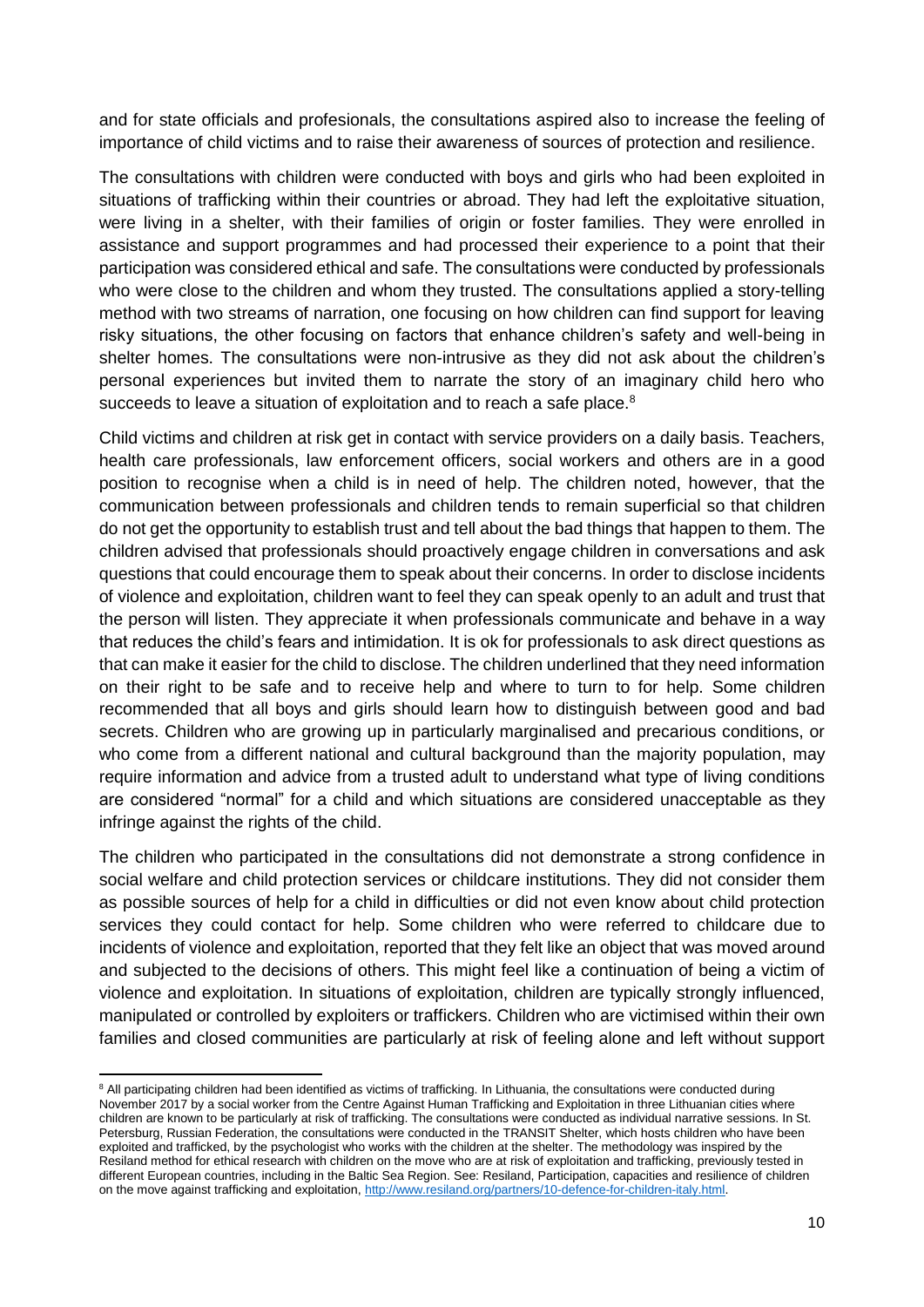and for state officials and profesionals, the consultations aspired also to increase the feeling of importance of child victims and to raise their awareness of sources of protection and resilience.

The consultations with children were conducted with boys and girls who had been exploited in situations of trafficking within their countries or abroad. They had left the exploitative situation, were living in a shelter, with their families of origin or foster families. They were enrolled in assistance and support programmes and had processed their experience to a point that their participation was considered ethical and safe. The consultations were conducted by professionals who were close to the children and whom they trusted. The consultations applied a story-telling method with two streams of narration, one focusing on how children can find support for leaving risky situations, the other focusing on factors that enhance children's safety and well-being in shelter homes. The consultations were non-intrusive as they did not ask about the children's personal experiences but invited them to narrate the story of an imaginary child hero who succeeds to leave a situation of exploitation and to reach a safe place.[8]

Child victims and children at risk get in contact with service providers on a daily basis. Teachers, health care professionals, law enforcement officers, social workers and others are in a good position to recognise when a child is in need of help. The children noted, however, that the communication between professionals and children tends to remain superficial so that children do not get the opportunity to establish trust and tell about the bad things that happen to them. The children advised that professionals should proactively engage children in conversations and ask questions that could encourage them to speak about their concerns. In order to disclose incidents of violence and exploitation, children want to feel they can speak openly to an adult and trust that the person will listen. They appreciate it when professionals communicate and behave in a way that reduces the child's fears and intimidation. It is ok for professionals to ask direct questions as that can make it easier for the child to disclose. The children underlined that they need information on their right to be safe and to receive help and where to turn to for help. Some children recommended that all boys and girls should learn how to distinguish between good and bad secrets. Children who are growing up in particularly marginalised and precarious conditions, or who come from a different national and cultural background than the majority population, may require information and advice from a trusted adult to understand what type of living conditions are considered "normal" for a child and which situations are considered unacceptable as they infringe against the rights of the child.

The children who participated in the consultations did not demonstrate a strong confidence in social welfare and child protection services or childcare institutions. They did not consider them as possible sources of help for a child in difficulties or did not even know about child protection services they could contact for help. Some children who were referred to childcare due to incidents of violence and exploitation, reported that they felt like an object that was moved around and subjected to the decisions of others. This might feel like a continuation of being a victim of violence and exploitation. In situations of exploitation, children are typically strongly influenced, manipulated or controlled by exploiters or traffickers. Children who are victimised within their own families and closed communities are particularly at risk of feeling alone and left without support

[8] All participating children had been identified as victims of trafficking. In Lithuania, the consultations were conducted during November 2017 by a social worker from the Centre Against Human Trafficking and Exploitation in three Lithuanian cities where children are known to be particularly at risk of trafficking. The consultations were conducted as individual narrative sessions. In St. Petersburg, Russian Federation, the consultations were conducted in the TRANSIT Shelter, which hosts children who have been exploited and trafficked, by the psychologist who works with the children at the shelter. The methodology was inspired by the Resiland method for ethical research with children on the move who are at risk of exploitation and trafficking, previously tested in different European countries, including in the Baltic Sea Region. See: Resiland, Participation, capacities and resilience of children on the move against trafficking and exploitation, http://www.resiland.org/partners/10-defence-for-children-italy.html.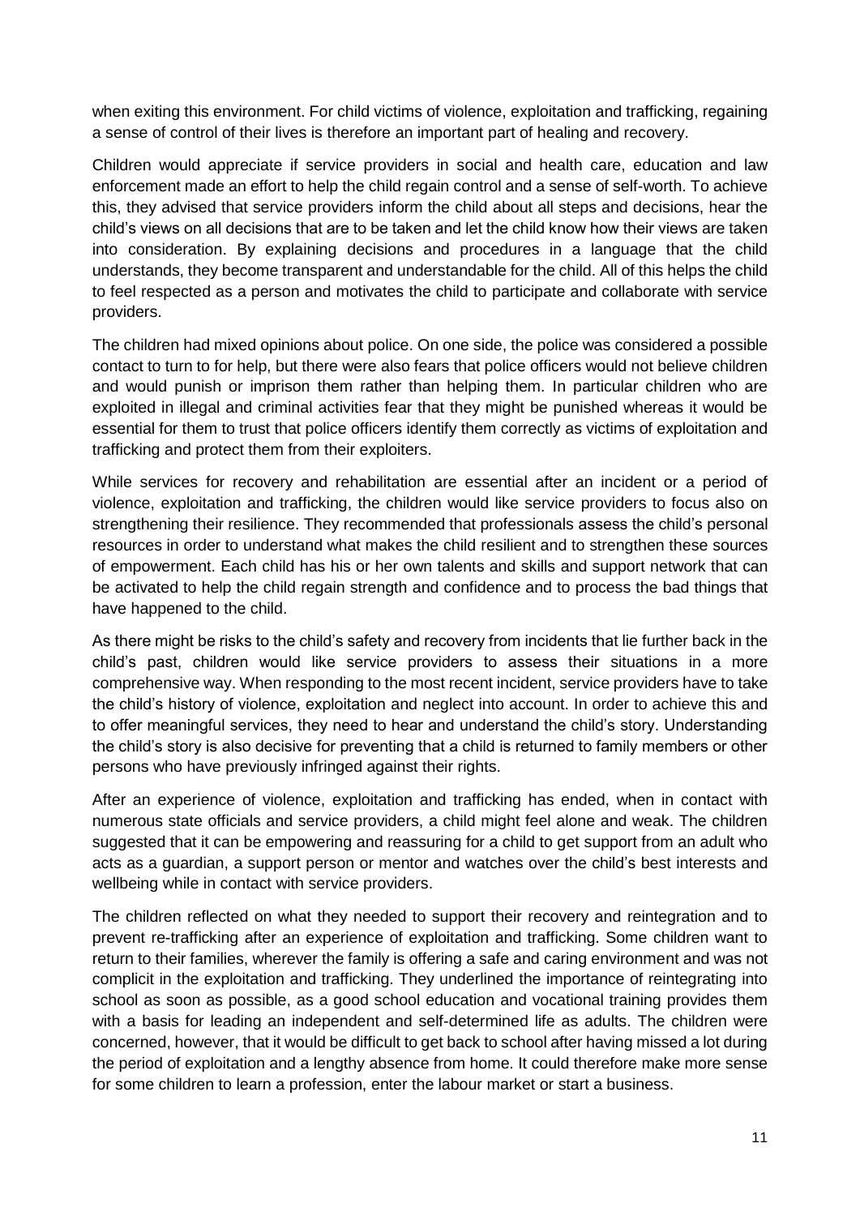when exiting this environment. For child victims of violence, exploitation and trafficking, regaining a sense of control of their lives is therefore an important part of healing and recovery.

Children would appreciate if service providers in social and health care, education and law enforcement made an effort to help the child regain control and a sense of self-worth. To achieve this, they advised that service providers inform the child about all steps and decisions, hear the child's views on all decisions that are to be taken and let the child know how their views are taken into consideration. By explaining decisions and procedures in a language that the child understands, they become transparent and understandable for the child. All of this helps the child to feel respected as a person and motivates the child to participate and collaborate with service providers.

The children had mixed opinions about police. On one side, the police was considered a possible contact to turn to for help, but there were also fears that police officers would not believe children and would punish or imprison them rather than helping them. In particular children who are exploited in illegal and criminal activities fear that they might be punished whereas it would be essential for them to trust that police officers identify them correctly as victims of exploitation and trafficking and protect them from their exploiters.

While services for recovery and rehabilitation are essential after an incident or a period of violence, exploitation and trafficking, the children would like service providers to focus also on strengthening their resilience. They recommended that professionals assess the child's personal resources in order to understand what makes the child resilient and to strengthen these sources of empowerment. Each child has his or her own talents and skills and support network that can be activated to help the child regain strength and confidence and to process the bad things that have happened to the child.

As there might be risks to the child's safety and recovery from incidents that lie further back in the child's past, children would like service providers to assess their situations in a more comprehensive way. When responding to the most recent incident, service providers have to take the child's history of violence, exploitation and neglect into account. In order to achieve this and to offer meaningful services, they need to hear and understand the child's story. Understanding the child's story is also decisive for preventing that a child is returned to family members or other persons who have previously infringed against their rights.

After an experience of violence, exploitation and trafficking has ended, when in contact with numerous state officials and service providers, a child might feel alone and weak. The children suggested that it can be empowering and reassuring for a child to get support from an adult who acts as a guardian, a support person or mentor and watches over the child's best interests and wellbeing while in contact with service providers.

The children reflected on what they needed to support their recovery and reintegration and to prevent re-trafficking after an experience of exploitation and trafficking. Some children want to return to their families, wherever the family is offering a safe and caring environment and was not complicit in the exploitation and trafficking. They underlined the importance of reintegrating into school as soon as possible, as a good school education and vocational training provides them with a basis for leading an independent and self-determined life as adults. The children were concerned, however, that it would be difficult to get back to school after having missed a lot during the period of exploitation and a lengthy absence from home. It could therefore make more sense for some children to learn a profession, enter the labour market or start a business.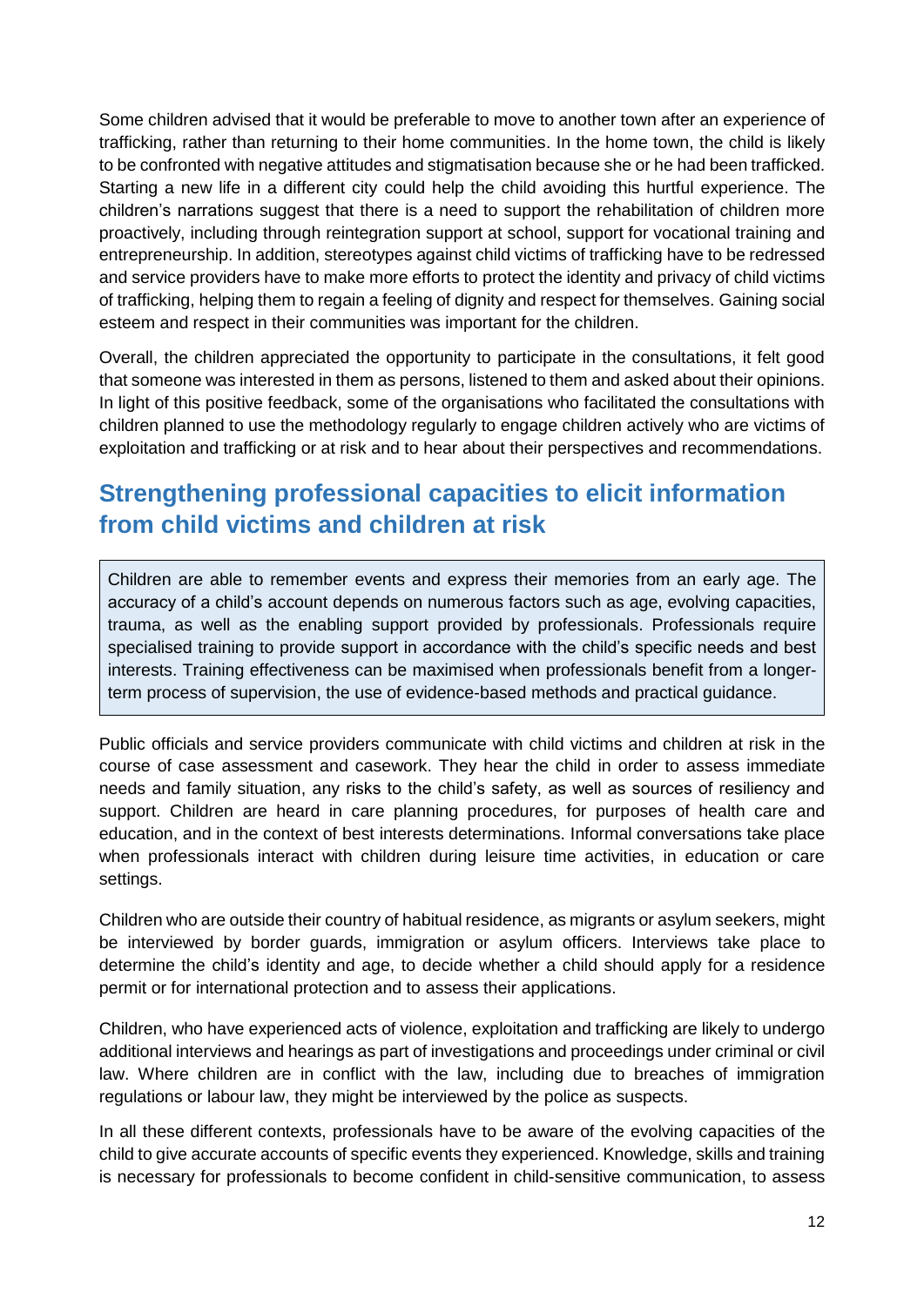Some children advised that it would be preferable to move to another town after an experience of trafficking, rather than returning to their home communities. In the home town, the child is likely to be confronted with negative attitudes and stigmatisation because she or he had been trafficked. Starting a new life in a different city could help the child avoiding this hurtful experience. The children's narrations suggest that there is a need to support the rehabilitation of children more proactively, including through reintegration support at school, support for vocational training and entrepreneurship. In addition, stereotypes against child victims of trafficking have to be redressed and service providers have to make more efforts to protect the identity and privacy of child victims of trafficking, helping them to regain a feeling of dignity and respect for themselves. Gaining social esteem and respect in their communities was important for the children.

Overall, the children appreciated the opportunity to participate in the consultations, it felt good that someone was interested in them as persons, listened to them and asked about their opinions. In light of this positive feedback, some of the organisations who facilitated the consultations with children planned to use the methodology regularly to engage children actively who are victims of exploitation and trafficking or at risk and to hear about their perspectives and recommendations.

## Strengthening professional capacities to elicit information from child victims and children at risk

> Children are able to remember events and express their memories from an early age. The accuracy of a child's account depends on numerous factors such as age, evolving capacities, trauma, as well as the enabling support provided by professionals. Professionals require specialised training to provide support in accordance with the child's specific needs and best interests. Training effectiveness can be maximised when professionals benefit from a longer-term process of supervision, the use of evidence-based methods and practical guidance.

Public officials and service providers communicate with child victims and children at risk in the course of case assessment and casework. They hear the child in order to assess immediate needs and family situation, any risks to the child's safety, as well as sources of resiliency and support. Children are heard in care planning procedures, for purposes of health care and education, and in the context of best interests determinations. Informal conversations take place when professionals interact with children during leisure time activities, in education or care settings.

Children who are outside their country of habitual residence, as migrants or asylum seekers, might be interviewed by border guards, immigration or asylum officers. Interviews take place to determine the child's identity and age, to decide whether a child should apply for a residence permit or for international protection and to assess their applications.

Children, who have experienced acts of violence, exploitation and trafficking are likely to undergo additional interviews and hearings as part of investigations and proceedings under criminal or civil law. Where children are in conflict with the law, including due to breaches of immigration regulations or labour law, they might be interviewed by the police as suspects.

In all these different contexts, professionals have to be aware of the evolving capacities of the child to give accurate accounts of specific events they experienced. Knowledge, skills and training is necessary for professionals to become confident in child-sensitive communication, to assess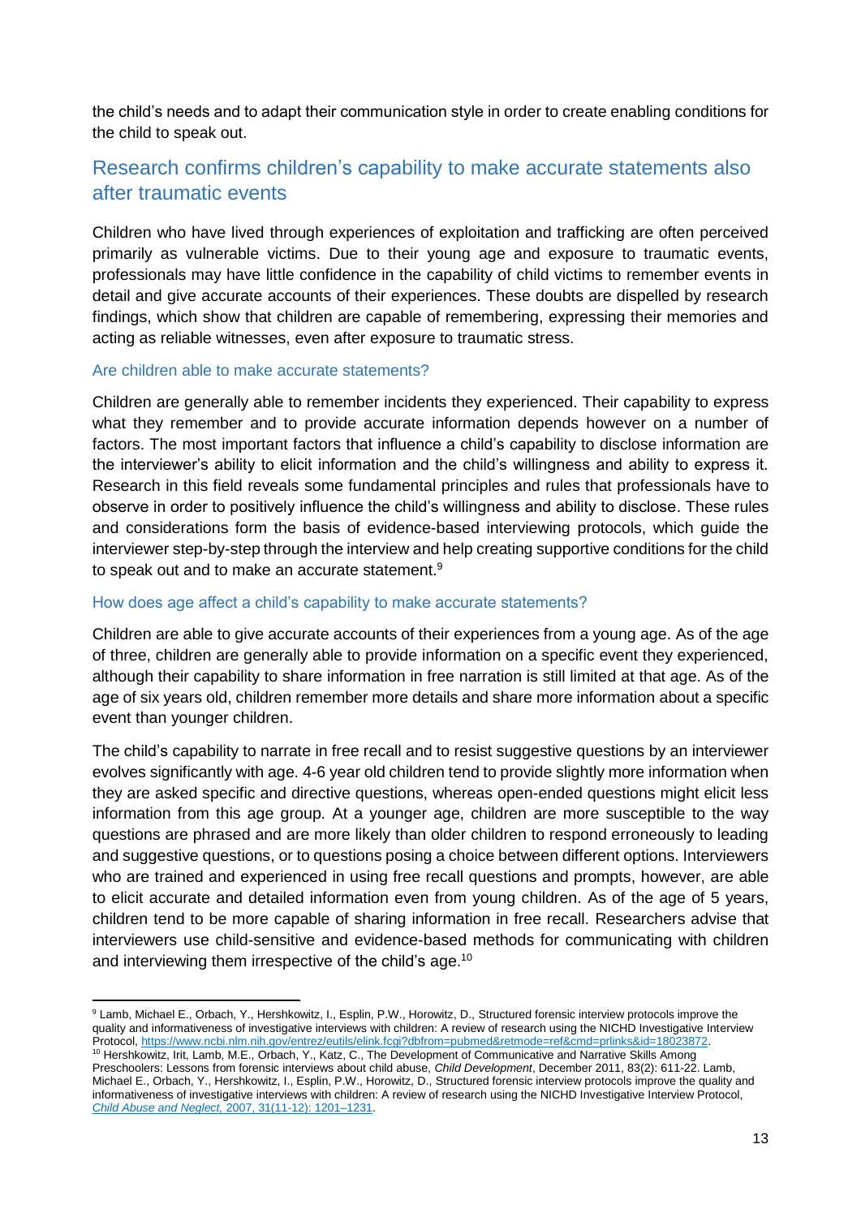the child's needs and to adapt their communication style in order to create enabling conditions for the child to speak out.

## Research confirms children's capability to make accurate statements also after traumatic events

Children who have lived through experiences of exploitation and trafficking are often perceived primarily as vulnerable victims. Due to their young age and exposure to traumatic events, professionals may have little confidence in the capability of child victims to remember events in detail and give accurate accounts of their experiences. These doubts are dispelled by research findings, which show that children are capable of remembering, expressing their memories and acting as reliable witnesses, even after exposure to traumatic stress.

### Are children able to make accurate statements?

Children are generally able to remember incidents they experienced. Their capability to express what they remember and to provide accurate information depends however on a number of factors. The most important factors that influence a child's capability to disclose information are the interviewer's ability to elicit information and the child's willingness and ability to express it. Research in this field reveals some fundamental principles and rules that professionals have to observe in order to positively influence the child's willingness and ability to disclose. These rules and considerations form the basis of evidence-based interviewing protocols, which guide the interviewer step-by-step through the interview and help creating supportive conditions for the child to speak out and to make an accurate statement.[9]

### How does age affect a child's capability to make accurate statements?

Children are able to give accurate accounts of their experiences from a young age. As of the age of three, children are generally able to provide information on a specific event they experienced, although their capability to share information in free narration is still limited at that age. As of the age of six years old, children remember more details and share more information about a specific event than younger children.

The child's capability to narrate in free recall and to resist suggestive questions by an interviewer evolves significantly with age. 4-6 year old children tend to provide slightly more information when they are asked specific and directive questions, whereas open-ended questions might elicit less information from this age group. At a younger age, children are more susceptible to the way questions are phrased and are more likely than older children to respond erroneously to leading and suggestive questions, or to questions posing a choice between different options. Interviewers who are trained and experienced in using free recall questions and prompts, however, are able to elicit accurate and detailed information even from young children. As of the age of 5 years, children tend to be more capable of sharing information in free recall. Researchers advise that interviewers use child-sensitive and evidence-based methods for communicating with children and interviewing them irrespective of the child's age.[10]

---

[9] Lamb, Michael E., Orbach, Y., Hershkowitz, I., Esplin, P.W., Horowitz, D., Structured forensic interview protocols improve the quality and informativeness of investigative interviews with children: A review of research using the NICHD Investigative Interview Protocol, https://www.ncbi.nlm.nih.gov/entrez/eutils/elink.fcgi?dbfrom=pubmed&retmode=ref&cmd=prlinks&id=18023872.

[10] Hershkowitz, Irit, Lamb, M.E., Orbach, Y., Katz, C., The Development of Communicative and Narrative Skills Among Preschoolers: Lessons from forensic interviews about child abuse, *Child Development*, December 2011, 83(2): 611-22. Lamb, Michael E., Orbach, Y., Hershkowitz, I., Esplin, P.W., Horowitz, D., Structured forensic interview protocols improve the quality and informativeness of investigative interviews with children: A review of research using the NICHD Investigative Interview Protocol, *Child Abuse and Neglect,* 2007, 31(11-12): 1201–1231.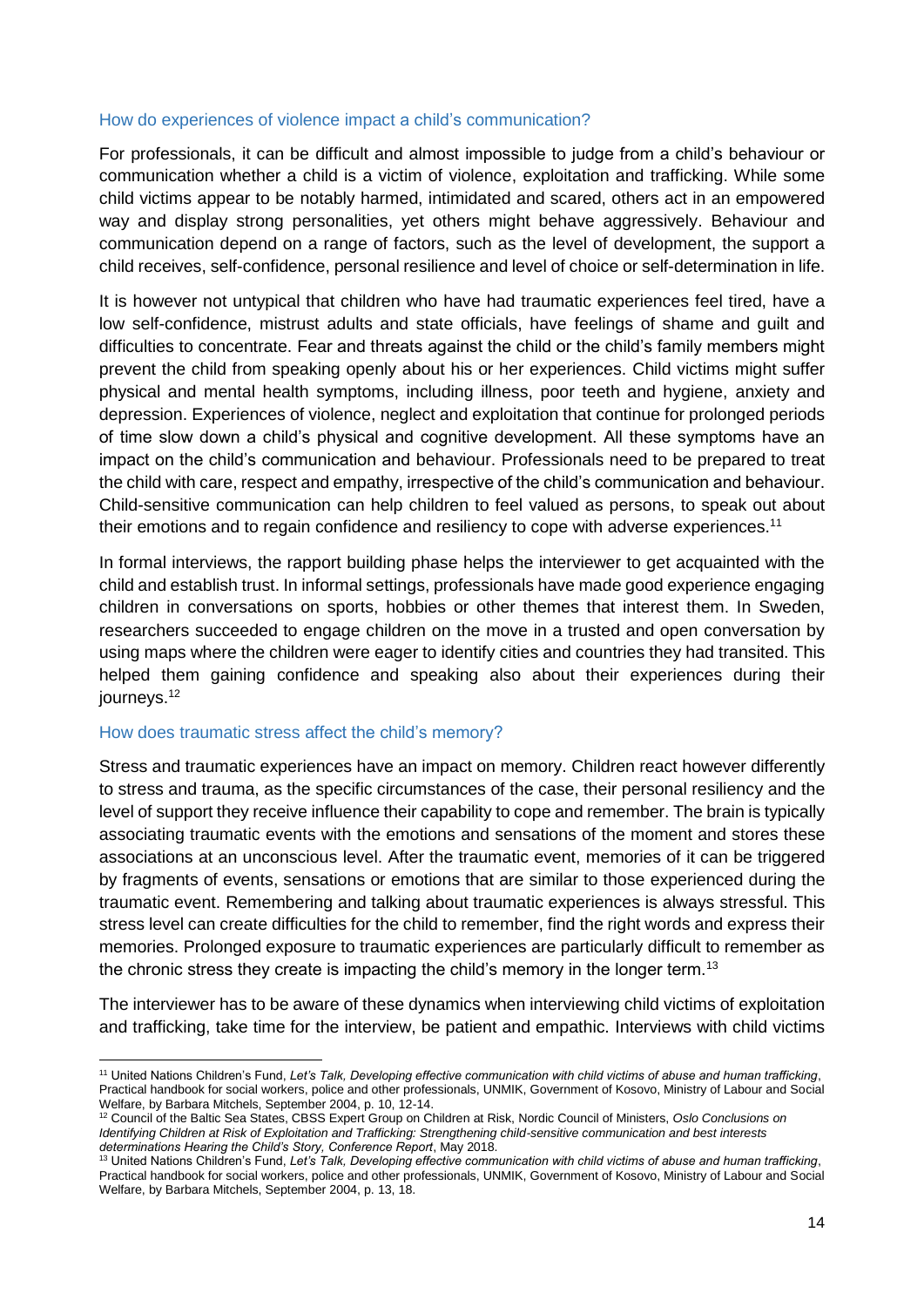### How do experiences of violence impact a child's communication?

For professionals, it can be difficult and almost impossible to judge from a child's behaviour or communication whether a child is a victim of violence, exploitation and trafficking. While some child victims appear to be notably harmed, intimidated and scared, others act in an empowered way and display strong personalities, yet others might behave aggressively. Behaviour and communication depend on a range of factors, such as the level of development, the support a child receives, self-confidence, personal resilience and level of choice or self-determination in life.

It is however not untypical that children who have had traumatic experiences feel tired, have a low self-confidence, mistrust adults and state officials, have feelings of shame and guilt and difficulties to concentrate. Fear and threats against the child or the child's family members might prevent the child from speaking openly about his or her experiences. Child victims might suffer physical and mental health symptoms, including illness, poor teeth and hygiene, anxiety and depression. Experiences of violence, neglect and exploitation that continue for prolonged periods of time slow down a child's physical and cognitive development. All these symptoms have an impact on the child's communication and behaviour. Professionals need to be prepared to treat the child with care, respect and empathy, irrespective of the child's communication and behaviour. Child-sensitive communication can help children to feel valued as persons, to speak out about their emotions and to regain confidence and resiliency to cope with adverse experiences.[11]

In formal interviews, the rapport building phase helps the interviewer to get acquainted with the child and establish trust. In informal settings, professionals have made good experience engaging children in conversations on sports, hobbies or other themes that interest them. In Sweden, researchers succeeded to engage children on the move in a trusted and open conversation by using maps where the children were eager to identify cities and countries they had transited. This helped them gaining confidence and speaking also about their experiences during their journeys.[12]

### How does traumatic stress affect the child's memory?

Stress and traumatic experiences have an impact on memory. Children react however differently to stress and trauma, as the specific circumstances of the case, their personal resiliency and the level of support they receive influence their capability to cope and remember. The brain is typically associating traumatic events with the emotions and sensations of the moment and stores these associations at an unconscious level. After the traumatic event, memories of it can be triggered by fragments of events, sensations or emotions that are similar to those experienced during the traumatic event. Remembering and talking about traumatic experiences is always stressful. This stress level can create difficulties for the child to remember, find the right words and express their memories. Prolonged exposure to traumatic experiences are particularly difficult to remember as the chronic stress they create is impacting the child's memory in the longer term.[13]

The interviewer has to be aware of these dynamics when interviewing child victims of exploitation and trafficking, take time for the interview, be patient and empathic. Interviews with child victims

---

[11] United Nations Children's Fund, *Let's Talk, Developing effective communication with child victims of abuse and human trafficking*, Practical handbook for social workers, police and other professionals, UNMIK, Government of Kosovo, Ministry of Labour and Social Welfare, by Barbara Mitchels, September 2004, p. 10, 12-14.

[12] Council of the Baltic Sea States, CBSS Expert Group on Children at Risk, Nordic Council of Ministers, *Oslo Conclusions on Identifying Children at Risk of Exploitation and Trafficking: Strengthening child-sensitive communication and best interests determinations Hearing the Child's Story, Conference Report*, May 2018.

[13] United Nations Children's Fund, *Let's Talk, Developing effective communication with child victims of abuse and human trafficking*, Practical handbook for social workers, police and other professionals, UNMIK, Government of Kosovo, Ministry of Labour and Social Welfare, by Barbara Mitchels, September 2004, p. 13, 18.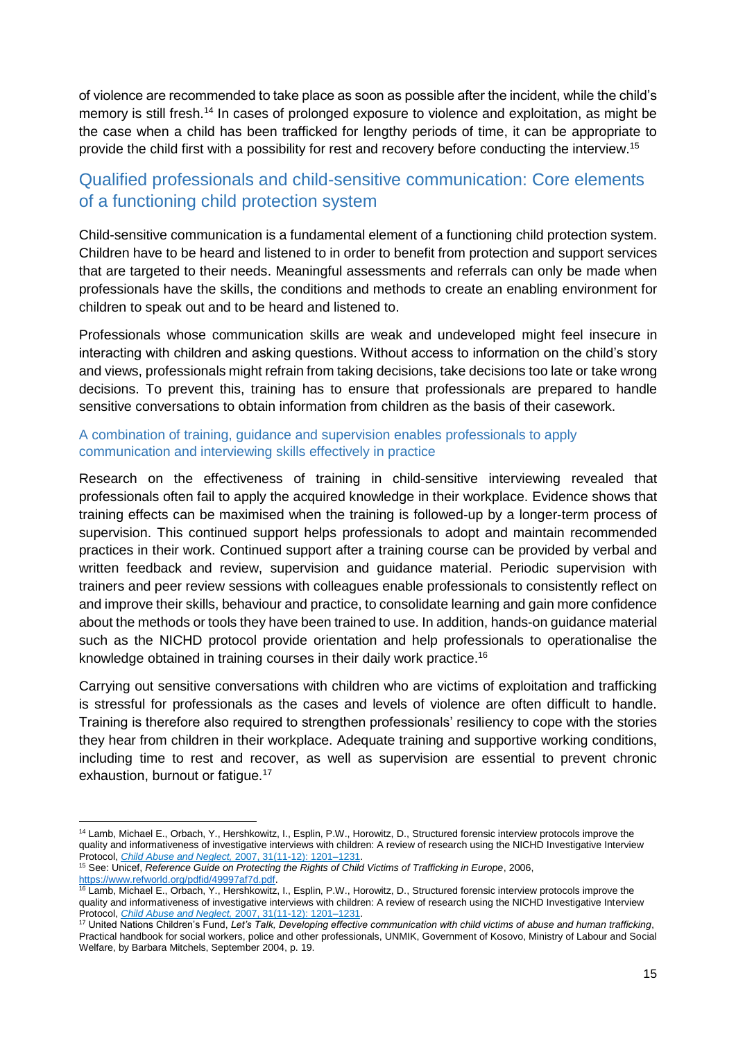of violence are recommended to take place as soon as possible after the incident, while the child's memory is still fresh.[14] In cases of prolonged exposure to violence and exploitation, as might be the case when a child has been trafficked for lengthy periods of time, it can be appropriate to provide the child first with a possibility for rest and recovery before conducting the interview.[15]

## Qualified professionals and child-sensitive communication: Core elements of a functioning child protection system

Child-sensitive communication is a fundamental element of a functioning child protection system. Children have to be heard and listened to in order to benefit from protection and support services that are targeted to their needs. Meaningful assessments and referrals can only be made when professionals have the skills, the conditions and methods to create an enabling environment for children to speak out and to be heard and listened to.

Professionals whose communication skills are weak and undeveloped might feel insecure in interacting with children and asking questions. Without access to information on the child's story and views, professionals might refrain from taking decisions, take decisions too late or take wrong decisions. To prevent this, training has to ensure that professionals are prepared to handle sensitive conversations to obtain information from children as the basis of their casework.

### A combination of training, guidance and supervision enables professionals to apply communication and interviewing skills effectively in practice

Research on the effectiveness of training in child-sensitive interviewing revealed that professionals often fail to apply the acquired knowledge in their workplace. Evidence shows that training effects can be maximised when the training is followed-up by a longer-term process of supervision. This continued support helps professionals to adopt and maintain recommended practices in their work. Continued support after a training course can be provided by verbal and written feedback and review, supervision and guidance material. Periodic supervision with trainers and peer review sessions with colleagues enable professionals to consistently reflect on and improve their skills, behaviour and practice, to consolidate learning and gain more confidence about the methods or tools they have been trained to use. In addition, hands-on guidance material such as the NICHD protocol provide orientation and help professionals to operationalise the knowledge obtained in training courses in their daily work practice.[16]

Carrying out sensitive conversations with children who are victims of exploitation and trafficking is stressful for professionals as the cases and levels of violence are often difficult to handle. Training is therefore also required to strengthen professionals' resiliency to cope with the stories they hear from children in their workplace. Adequate training and supportive working conditions, including time to rest and recover, as well as supervision are essential to prevent chronic exhaustion, burnout or fatigue.[17]

---

[14] Lamb, Michael E., Orbach, Y., Hershkowitz, I., Esplin, P.W., Horowitz, D., Structured forensic interview protocols improve the quality and informativeness of investigative interviews with children: A review of research using the NICHD Investigative Interview Protocol, *Child Abuse and Neglect,* 2007, 31(11-12): 1201–1231.

[15] See: Unicef, *Reference Guide on Protecting the Rights of Child Victims of Trafficking in Europe*, 2006, https://www.refworld.org/pdfid/49997af7d.pdf.

[16] Lamb, Michael E., Orbach, Y., Hershkowitz, I., Esplin, P.W., Horowitz, D., Structured forensic interview protocols improve the quality and informativeness of investigative interviews with children: A review of research using the NICHD Investigative Interview Protocol, *Child Abuse and Neglect,* 2007, 31(11-12): 1201–1231.

[17] United Nations Children's Fund, *Let's Talk, Developing effective communication with child victims of abuse and human trafficking*, Practical handbook for social workers, police and other professionals, UNMIK, Government of Kosovo, Ministry of Labour and Social Welfare, by Barbara Mitchels, September 2004, p. 19.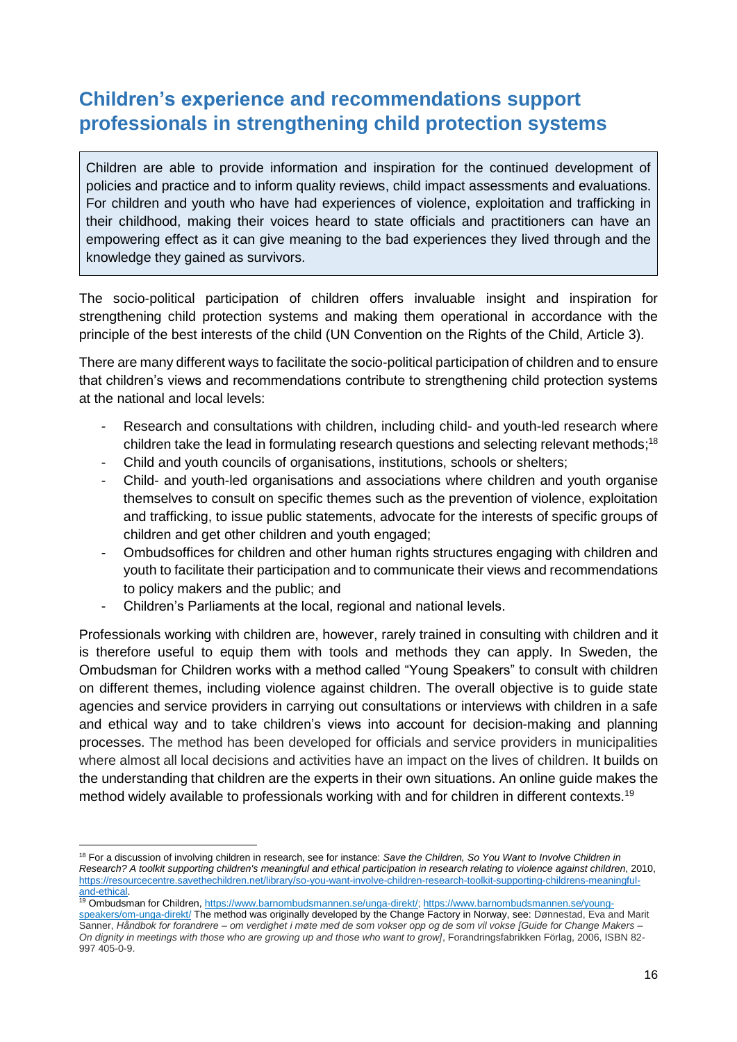## Children's experience and recommendations support professionals in strengthening child protection systems

> Children are able to provide information and inspiration for the continued development of policies and practice and to inform quality reviews, child impact assessments and evaluations. For children and youth who have had experiences of violence, exploitation and trafficking in their childhood, making their voices heard to state officials and practitioners can have an empowering effect as it can give meaning to the bad experiences they lived through and the knowledge they gained as survivors.

The socio-political participation of children offers invaluable insight and inspiration for strengthening child protection systems and making them operational in accordance with the principle of the best interests of the child (UN Convention on the Rights of the Child, Article 3).

There are many different ways to facilitate the socio-political participation of children and to ensure that children's views and recommendations contribute to strengthening child protection systems at the national and local levels:

- Research and consultations with children, including child- and youth-led research where children take the lead in formulating research questions and selecting relevant methods;[18]
- Child and youth councils of organisations, institutions, schools or shelters;
- Child- and youth-led organisations and associations where children and youth organise themselves to consult on specific themes such as the prevention of violence, exploitation and trafficking, to issue public statements, advocate for the interests of specific groups of children and get other children and youth engaged;
- Ombudsoffices for children and other human rights structures engaging with children and youth to facilitate their participation and to communicate their views and recommendations to policy makers and the public; and
- Children's Parliaments at the local, regional and national levels.

Professionals working with children are, however, rarely trained in consulting with children and it is therefore useful to equip them with tools and methods they can apply. In Sweden, the Ombudsman for Children works with a method called "Young Speakers" to consult with children on different themes, including violence against children. The overall objective is to guide state agencies and service providers in carrying out consultations or interviews with children in a safe and ethical way and to take children's views into account for decision-making and planning processes. The method has been developed for officials and service providers in municipalities where almost all local decisions and activities have an impact on the lives of children. It builds on the understanding that children are the experts in their own situations. An online guide makes the method widely available to professionals working with and for children in different contexts.[19]

---

[18] For a discussion of involving children in research, see for instance: *Save the Children, So You Want to Involve Children in Research? A toolkit supporting children's meaningful and ethical participation in research relating to violence against children*, 2010, https://resourcecentre.savethechildren.net/library/so-you-want-involve-children-research-toolkit-supporting-childrens-meaningful-and-ethical.

[19] Ombudsman for Children, https://www.barnombudsmannen.se/unga-direkt/; https://www.barnombudsmannen.se/young-speakers/om-unga-direkt/ The method was originally developed by the Change Factory in Norway, see: Dønnestad, Eva and Marit Sanner, *Håndbok for forandrere – om verdighet i møte med de som vokser opp og de som vil vokse [Guide for Change Makers – On dignity in meetings with those who are growing up and those who want to grow]*, Forandringsfabrikken Förlag, 2006, ISBN 82-997 405-0-9.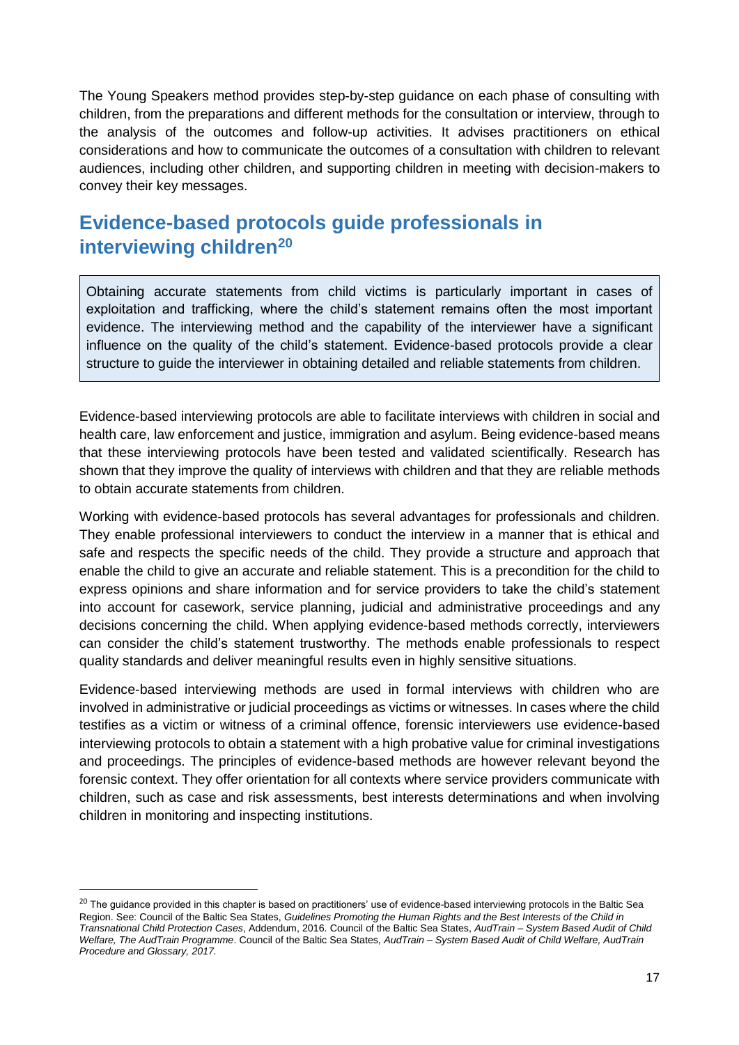The Young Speakers method provides step-by-step guidance on each phase of consulting with children, from the preparations and different methods for the consultation or interview, through to the analysis of the outcomes and follow-up activities. It advises practitioners on ethical considerations and how to communicate the outcomes of a consultation with children to relevant audiences, including other children, and supporting children in meeting with decision-makers to convey their key messages.

## Evidence-based protocols guide professionals in interviewing children[20]

> Obtaining accurate statements from child victims is particularly important in cases of exploitation and trafficking, where the child's statement remains often the most important evidence. The interviewing method and the capability of the interviewer have a significant influence on the quality of the child's statement. Evidence-based protocols provide a clear structure to guide the interviewer in obtaining detailed and reliable statements from children.

Evidence-based interviewing protocols are able to facilitate interviews with children in social and health care, law enforcement and justice, immigration and asylum. Being evidence-based means that these interviewing protocols have been tested and validated scientifically. Research has shown that they improve the quality of interviews with children and that they are reliable methods to obtain accurate statements from children.

Working with evidence-based protocols has several advantages for professionals and children. They enable professional interviewers to conduct the interview in a manner that is ethical and safe and respects the specific needs of the child. They provide a structure and approach that enable the child to give an accurate and reliable statement. This is a precondition for the child to express opinions and share information and for service providers to take the child's statement into account for casework, service planning, judicial and administrative proceedings and any decisions concerning the child. When applying evidence-based methods correctly, interviewers can consider the child's statement trustworthy. The methods enable professionals to respect quality standards and deliver meaningful results even in highly sensitive situations.

Evidence-based interviewing methods are used in formal interviews with children who are involved in administrative or judicial proceedings as victims or witnesses. In cases where the child testifies as a victim or witness of a criminal offence, forensic interviewers use evidence-based interviewing protocols to obtain a statement with a high probative value for criminal investigations and proceedings. The principles of evidence-based methods are however relevant beyond the forensic context. They offer orientation for all contexts where service providers communicate with children, such as case and risk assessments, best interests determinations and when involving children in monitoring and inspecting institutions.

---

[20] The guidance provided in this chapter is based on practitioners' use of evidence-based interviewing protocols in the Baltic Sea Region. See: Council of the Baltic Sea States, *Guidelines Promoting the Human Rights and the Best Interests of the Child in Transnational Child Protection Cases*, Addendum, 2016. Council of the Baltic Sea States, *AudTrain – System Based Audit of Child Welfare, The AudTrain Programme*. Council of the Baltic Sea States, *AudTrain – System Based Audit of Child Welfare, AudTrain Procedure and Glossary, 2017.*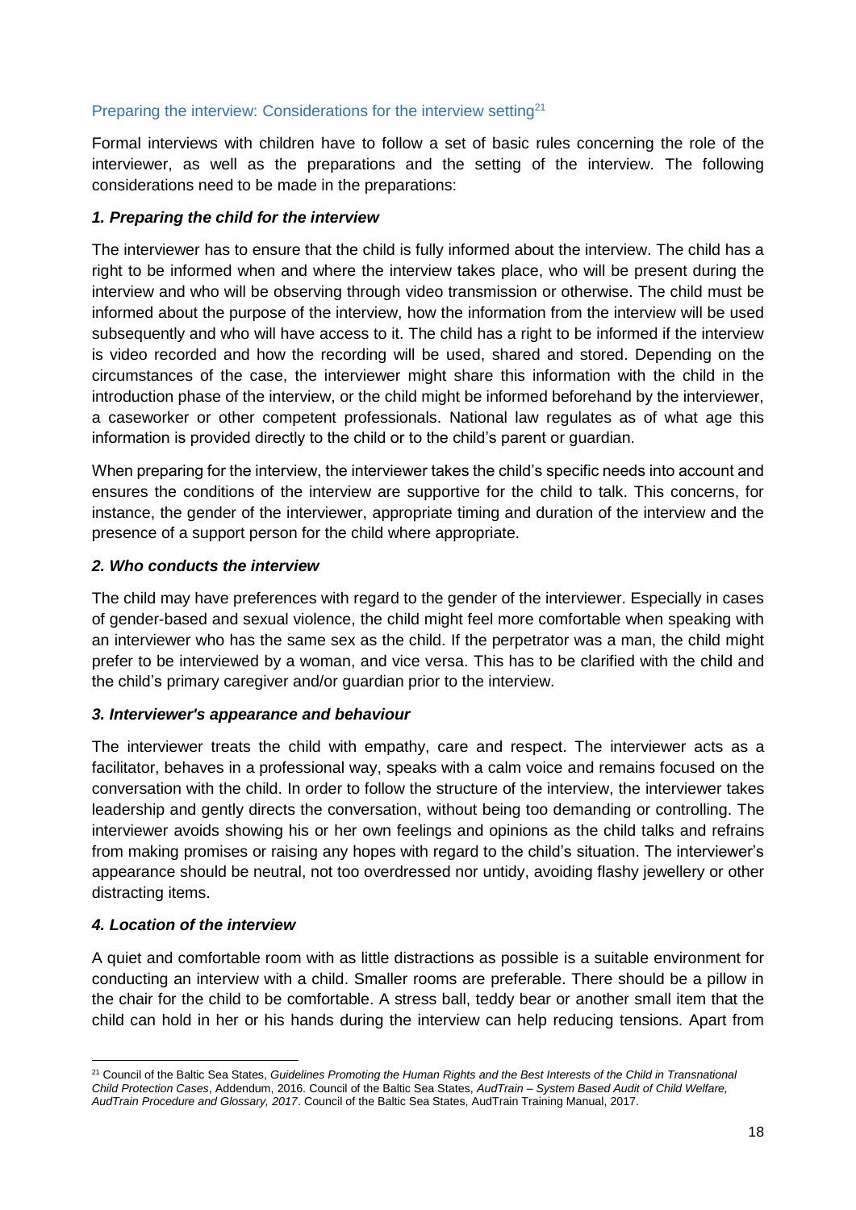### Preparing the interview: Considerations for the interview setting[21]

Formal interviews with children have to follow a set of basic rules concerning the role of the interviewer, as well as the preparations and the setting of the interview. The following considerations need to be made in the preparations:

***1. Preparing the child for the interview***

The interviewer has to ensure that the child is fully informed about the interview. The child has a right to be informed when and where the interview takes place, who will be present during the interview and who will be observing through video transmission or otherwise. The child must be informed about the purpose of the interview, how the information from the interview will be used subsequently and who will have access to it. The child has a right to be informed if the interview is video recorded and how the recording will be used, shared and stored. Depending on the circumstances of the case, the interviewer might share this information with the child in the introduction phase of the interview, or the child might be informed beforehand by the interviewer, a caseworker or other competent professionals. National law regulates as of what age this information is provided directly to the child or to the child's parent or guardian.

When preparing for the interview, the interviewer takes the child's specific needs into account and ensures the conditions of the interview are supportive for the child to talk. This concerns, for instance, the gender of the interviewer, appropriate timing and duration of the interview and the presence of a support person for the child where appropriate.

***2. Who conducts the interview***

The child may have preferences with regard to the gender of the interviewer. Especially in cases of gender-based and sexual violence, the child might feel more comfortable when speaking with an interviewer who has the same sex as the child. If the perpetrator was a man, the child might prefer to be interviewed by a woman, and vice versa. This has to be clarified with the child and the child's primary caregiver and/or guardian prior to the interview.

***3. Interviewer's appearance and behaviour***

The interviewer treats the child with empathy, care and respect. The interviewer acts as a facilitator, behaves in a professional way, speaks with a calm voice and remains focused on the conversation with the child. In order to follow the structure of the interview, the interviewer takes leadership and gently directs the conversation, without being too demanding or controlling. The interviewer avoids showing his or her own feelings and opinions as the child talks and refrains from making promises or raising any hopes with regard to the child's situation. The interviewer's appearance should be neutral, not too overdressed nor untidy, avoiding flashy jewellery or other distracting items.

***4. Location of the interview***

A quiet and comfortable room with as little distractions as possible is a suitable environment for conducting an interview with a child. Smaller rooms are preferable. There should be a pillow in the chair for the child to be comfortable. A stress ball, teddy bear or another small item that the child can hold in her or his hands during the interview can help reducing tensions. Apart from

---

[21] Council of the Baltic Sea States, *Guidelines Promoting the Human Rights and the Best Interests of the Child in Transnational Child Protection Cases*, Addendum, 2016. Council of the Baltic Sea States, *AudTrain – System Based Audit of Child Welfare, AudTrain Procedure and Glossary, 2017*. Council of the Baltic Sea States, AudTrain Training Manual, 2017.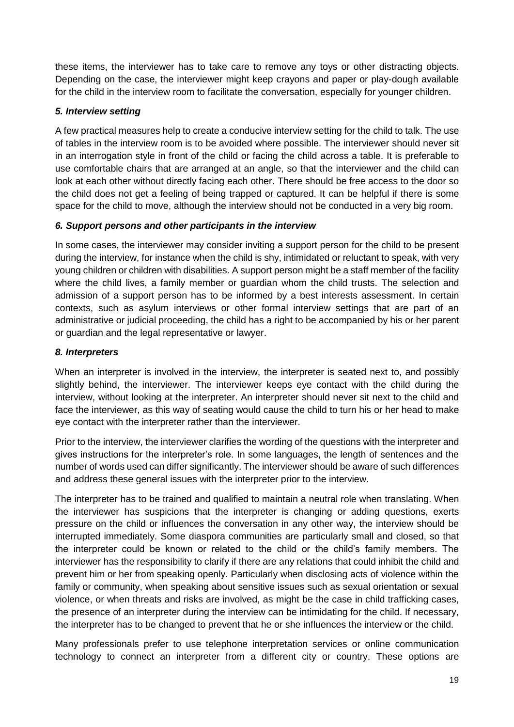these items, the interviewer has to take care to remove any toys or other distracting objects. Depending on the case, the interviewer might keep crayons and paper or play-dough available for the child in the interview room to facilitate the conversation, especially for younger children.

### *5. Interview setting*

A few practical measures help to create a conducive interview setting for the child to talk. The use of tables in the interview room is to be avoided where possible. The interviewer should never sit in an interrogation style in front of the child or facing the child across a table. It is preferable to use comfortable chairs that are arranged at an angle, so that the interviewer and the child can look at each other without directly facing each other. There should be free access to the door so the child does not get a feeling of being trapped or captured. It can be helpful if there is some space for the child to move, although the interview should not be conducted in a very big room.

### *6. Support persons and other participants in the interview*

In some cases, the interviewer may consider inviting a support person for the child to be present during the interview, for instance when the child is shy, intimidated or reluctant to speak, with very young children or children with disabilities. A support person might be a staff member of the facility where the child lives, a family member or guardian whom the child trusts. The selection and admission of a support person has to be informed by a best interests assessment. In certain contexts, such as asylum interviews or other formal interview settings that are part of an administrative or judicial proceeding, the child has a right to be accompanied by his or her parent or guardian and the legal representative or lawyer.

### *8. Interpreters*

When an interpreter is involved in the interview, the interpreter is seated next to, and possibly slightly behind, the interviewer. The interviewer keeps eye contact with the child during the interview, without looking at the interpreter. An interpreter should never sit next to the child and face the interviewer, as this way of seating would cause the child to turn his or her head to make eye contact with the interpreter rather than the interviewer.

Prior to the interview, the interviewer clarifies the wording of the questions with the interpreter and gives instructions for the interpreter's role. In some languages, the length of sentences and the number of words used can differ significantly. The interviewer should be aware of such differences and address these general issues with the interpreter prior to the interview.

The interpreter has to be trained and qualified to maintain a neutral role when translating. When the interviewer has suspicions that the interpreter is changing or adding questions, exerts pressure on the child or influences the conversation in any other way, the interview should be interrupted immediately. Some diaspora communities are particularly small and closed, so that the interpreter could be known or related to the child or the child's family members. The interviewer has the responsibility to clarify if there are any relations that could inhibit the child and prevent him or her from speaking openly. Particularly when disclosing acts of violence within the family or community, when speaking about sensitive issues such as sexual orientation or sexual violence, or when threats and risks are involved, as might be the case in child trafficking cases, the presence of an interpreter during the interview can be intimidating for the child. If necessary, the interpreter has to be changed to prevent that he or she influences the interview or the child.

Many professionals prefer to use telephone interpretation services or online communication technology to connect an interpreter from a different city or country. These options are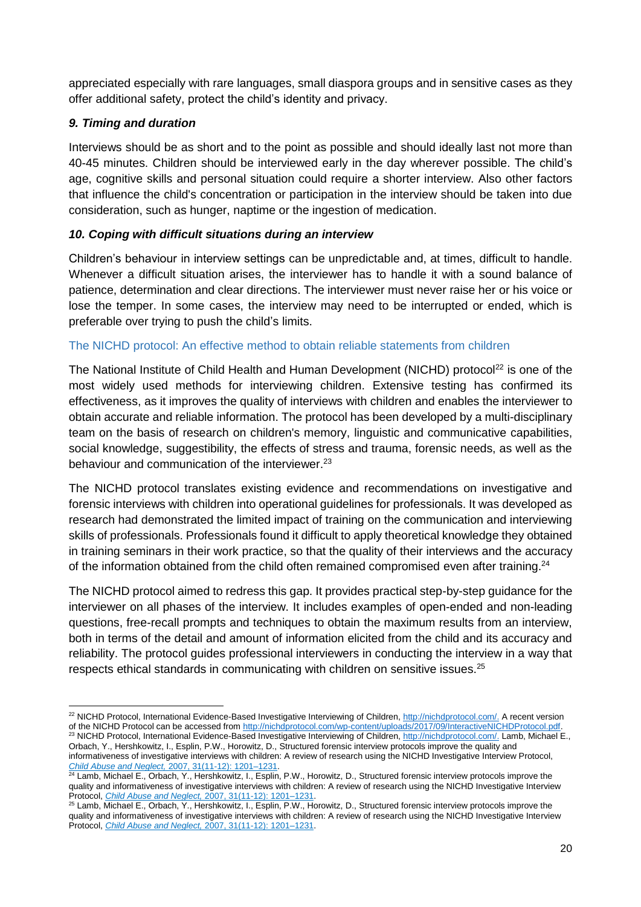appreciated especially with rare languages, small diaspora groups and in sensitive cases as they offer additional safety, protect the child's identity and privacy.

### *9. Timing and duration*

Interviews should be as short and to the point as possible and should ideally last not more than 40-45 minutes. Children should be interviewed early in the day wherever possible. The child's age, cognitive skills and personal situation could require a shorter interview. Also other factors that influence the child's concentration or participation in the interview should be taken into due consideration, such as hunger, naptime or the ingestion of medication.

### *10. Coping with difficult situations during an interview*

Children's behaviour in interview settings can be unpredictable and, at times, difficult to handle. Whenever a difficult situation arises, the interviewer has to handle it with a sound balance of patience, determination and clear directions. The interviewer must never raise her or his voice or lose the temper. In some cases, the interview may need to be interrupted or ended, which is preferable over trying to push the child's limits.

## The NICHD protocol: An effective method to obtain reliable statements from children

The National Institute of Child Health and Human Development (NICHD) protocol[22] is one of the most widely used methods for interviewing children. Extensive testing has confirmed its effectiveness, as it improves the quality of interviews with children and enables the interviewer to obtain accurate and reliable information. The protocol has been developed by a multi-disciplinary team on the basis of research on children's memory, linguistic and communicative capabilities, social knowledge, suggestibility, the effects of stress and trauma, forensic needs, as well as the behaviour and communication of the interviewer.[23]

The NICHD protocol translates existing evidence and recommendations on investigative and forensic interviews with children into operational guidelines for professionals. It was developed as research had demonstrated the limited impact of training on the communication and interviewing skills of professionals. Professionals found it difficult to apply theoretical knowledge they obtained in training seminars in their work practice, so that the quality of their interviews and the accuracy of the information obtained from the child often remained compromised even after training.[24]

The NICHD protocol aimed to redress this gap. It provides practical step-by-step guidance for the interviewer on all phases of the interview. It includes examples of open-ended and non-leading questions, free-recall prompts and techniques to obtain the maximum results from an interview, both in terms of the detail and amount of information elicited from the child and its accuracy and reliability. The protocol guides professional interviewers in conducting the interview in a way that respects ethical standards in communicating with children on sensitive issues.[25]

---

[22] NICHD Protocol, International Evidence-Based Investigative Interviewing of Children, http://nichdprotocol.com/. A recent version of the NICHD Protocol can be accessed from http://nichdprotocol.com/wp-content/uploads/2017/09/InteractiveNICHDProtocol.pdf.

[23] NICHD Protocol, International Evidence-Based Investigative Interviewing of Children, http://nichdprotocol.com/. Lamb, Michael E., Orbach, Y., Hershkowitz, I., Esplin, P.W., Horowitz, D., Structured forensic interview protocols improve the quality and informativeness of investigative interviews with children: A review of research using the NICHD Investigative Interview Protocol, *Child Abuse and Neglect,* 2007, 31(11-12): 1201–1231.

[24] Lamb, Michael E., Orbach, Y., Hershkowitz, I., Esplin, P.W., Horowitz, D., Structured forensic interview protocols improve the quality and informativeness of investigative interviews with children: A review of research using the NICHD Investigative Interview Protocol, *Child Abuse and Neglect,* 2007, 31(11-12): 1201–1231.

[25] Lamb, Michael E., Orbach, Y., Hershkowitz, I., Esplin, P.W., Horowitz, D., Structured forensic interview protocols improve the quality and informativeness of investigative interviews with children: A review of research using the NICHD Investigative Interview Protocol, *Child Abuse and Neglect,* 2007, 31(11-12): 1201–1231.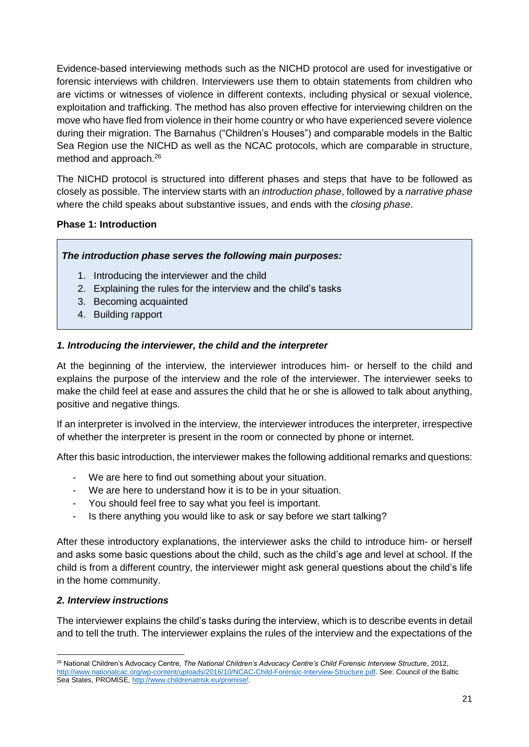Evidence-based interviewing methods such as the NICHD protocol are used for investigative or forensic interviews with children. Interviewers use them to obtain statements from children who are victims or witnesses of violence in different contexts, including physical or sexual violence, exploitation and trafficking. The method has also proven effective for interviewing children on the move who have fled from violence in their home country or who have experienced severe violence during their migration. The Barnahus ("Children's Houses") and comparable models in the Baltic Sea Region use the NICHD as well as the NCAC protocols, which are comparable in structure, method and approach.[26]

The NICHD protocol is structured into different phases and steps that have to be followed as closely as possible. The interview starts with an *introduction phase*, followed by a *narrative phase* where the child speaks about substantive issues, and ends with the *closing phase*.

**Phase 1: Introduction**

> ***The introduction phase serves the following main purposes:***
>
> 1. Introducing the interviewer and the child
> 2. Explaining the rules for the interview and the child's tasks
> 3. Becoming acquainted
> 4. Building rapport

***1. Introducing the interviewer, the child and the interpreter***

At the beginning of the interview, the interviewer introduces him- or herself to the child and explains the purpose of the interview and the role of the interviewer. The interviewer seeks to make the child feel at ease and assures the child that he or she is allowed to talk about anything, positive and negative things.

If an interpreter is involved in the interview, the interviewer introduces the interpreter, irrespective of whether the interpreter is present in the room or connected by phone or internet.

After this basic introduction, the interviewer makes the following additional remarks and questions:

- We are here to find out something about your situation.
- We are here to understand how it is to be in your situation.
- You should feel free to say what you feel is important.
- Is there anything you would like to ask or say before we start talking?

After these introductory explanations, the interviewer asks the child to introduce him- or herself and asks some basic questions about the child, such as the child's age and level at school. If the child is from a different country, the interviewer might ask general questions about the child's life in the home community.

***2. Interview instructions***

The interviewer explains the child's tasks during the interview, which is to describe events in detail and to tell the truth. The interviewer explains the rules of the interview and the expectations of the

[26] National Children's Advocacy Centre, *The National Children's Advocacy Centre's Child Forensic Interview Structure*, 2012, http://www.nationalcac.org/wp-content/uploads/2016/10/NCAC-Child-Forensic-Interview-Structure.pdf. See: Council of the Baltic Sea States, PROMISE, http://www.childrenatrisk.eu/promise/.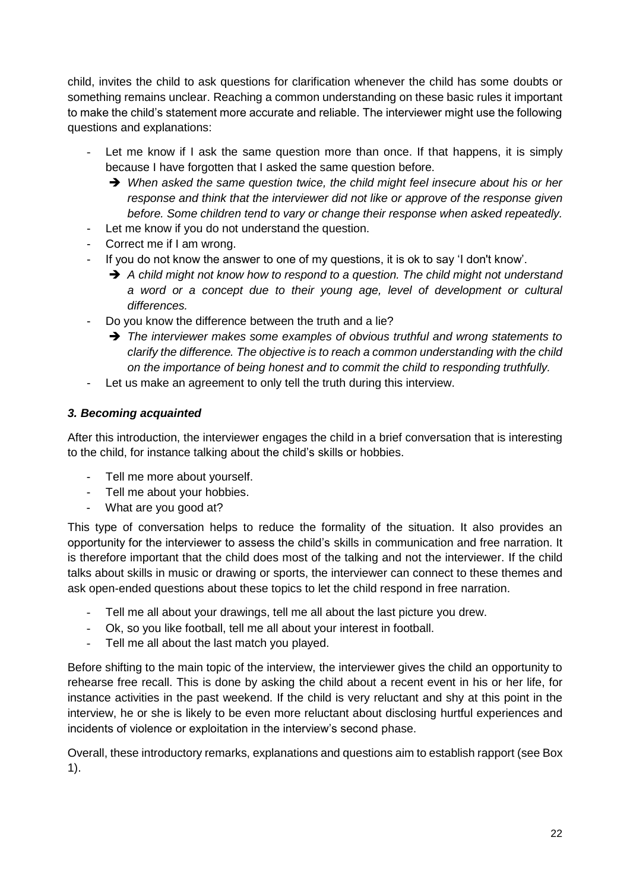child, invites the child to ask questions for clarification whenever the child has some doubts or something remains unclear. Reaching a common understanding on these basic rules it important to make the child's statement more accurate and reliable. The interviewer might use the following questions and explanations:

- Let me know if I ask the same question more than once. If that happens, it is simply because I have forgotten that I asked the same question before.
  - ➔ *When asked the same question twice, the child might feel insecure about his or her response and think that the interviewer did not like or approve of the response given before. Some children tend to vary or change their response when asked repeatedly.*
- Let me know if you do not understand the question.
- Correct me if I am wrong.
- If you do not know the answer to one of my questions, it is ok to say 'I don't know'.
  - ➔ *A child might not know how to respond to a question. The child might not understand a word or a concept due to their young age, level of development or cultural differences.*
- Do you know the difference between the truth and a lie?
  - ➔ *The interviewer makes some examples of obvious truthful and wrong statements to clarify the difference. The objective is to reach a common understanding with the child on the importance of being honest and to commit the child to responding truthfully.*
- Let us make an agreement to only tell the truth during this interview.

### *3. Becoming acquainted*

After this introduction, the interviewer engages the child in a brief conversation that is interesting to the child, for instance talking about the child's skills or hobbies.

- Tell me more about yourself.
- Tell me about your hobbies.
- What are you good at?

This type of conversation helps to reduce the formality of the situation. It also provides an opportunity for the interviewer to assess the child's skills in communication and free narration. It is therefore important that the child does most of the talking and not the interviewer. If the child talks about skills in music or drawing or sports, the interviewer can connect to these themes and ask open-ended questions about these topics to let the child respond in free narration.

- Tell me all about your drawings, tell me all about the last picture you drew.
- Ok, so you like football, tell me all about your interest in football.
- Tell me all about the last match you played.

Before shifting to the main topic of the interview, the interviewer gives the child an opportunity to rehearse free recall. This is done by asking the child about a recent event in his or her life, for instance activities in the past weekend. If the child is very reluctant and shy at this point in the interview, he or she is likely to be even more reluctant about disclosing hurtful experiences and incidents of violence or exploitation in the interview's second phase.

Overall, these introductory remarks, explanations and questions aim to establish rapport (see Box 1).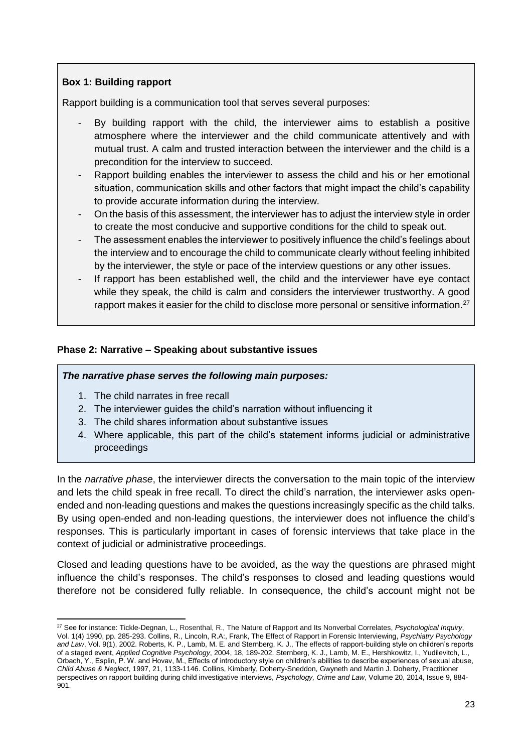**Box 1: Building rapport**

Rapport building is a communication tool that serves several purposes:

- By building rapport with the child, the interviewer aims to establish a positive atmosphere where the interviewer and the child communicate attentively and with mutual trust. A calm and trusted interaction between the interviewer and the child is a precondition for the interview to succeed.
- Rapport building enables the interviewer to assess the child and his or her emotional situation, communication skills and other factors that might impact the child's capability to provide accurate information during the interview.
- On the basis of this assessment, the interviewer has to adjust the interview style in order to create the most conducive and supportive conditions for the child to speak out.
- The assessment enables the interviewer to positively influence the child's feelings about the interview and to encourage the child to communicate clearly without feeling inhibited by the interviewer, the style or pace of the interview questions or any other issues.
- If rapport has been established well, the child and the interviewer have eye contact while they speak, the child is calm and considers the interviewer trustworthy. A good rapport makes it easier for the child to disclose more personal or sensitive information.[27]

#### Phase 2: Narrative – Speaking about substantive issues

***The narrative phase serves the following main purposes:***

1. The child narrates in free recall
2. The interviewer guides the child's narration without influencing it
3. The child shares information about substantive issues
4. Where applicable, this part of the child's statement informs judicial or administrative proceedings

In the *narrative phase*, the interviewer directs the conversation to the main topic of the interview and lets the child speak in free recall. To direct the child's narration, the interviewer asks open-ended and non-leading questions and makes the questions increasingly specific as the child talks. By using open-ended and non-leading questions, the interviewer does not influence the child's responses. This is particularly important in cases of forensic interviews that take place in the context of judicial or administrative proceedings.

Closed and leading questions have to be avoided, as the way the questions are phrased might influence the child's responses. The child's responses to closed and leading questions would therefore not be considered fully reliable. In consequence, the child's account might not be

---

[27] See for instance: Tickle-Degnan, L., Rosenthal, R., The Nature of Rapport and Its Nonverbal Correlates, *Psychological Inquiry*, Vol. 1(4) 1990, pp. 285-293. Collins, R., Lincoln, R.A:, Frank, The Effect of Rapport in Forensic Interviewing, *Psychiatry Psychology and Law*, Vol. 9(1), 2002. Roberts, K. P., Lamb, M. E. and Sternberg, K. J., The effects of rapport-building style on children's reports of a staged event, *Applied Cognitive Psychology*, 2004, 18, 189-202. Sternberg, K. J., Lamb, M. E., Hershkowitz, I., Yudilevitch, L., Orbach, Y., Esplin, P. W. and Hovav, M., Effects of introductory style on children's abilities to describe experiences of sexual abuse, *Child Abuse & Neglect*, 1997, 21, 1133-1146. Collins, Kimberly, Doherty-Sneddon, Gwyneth and Martin J. Doherty, Practitioner perspectives on rapport building during child investigative interviews, *Psychology, Crime and Law*, Volume 20, 2014, Issue 9, 884-901.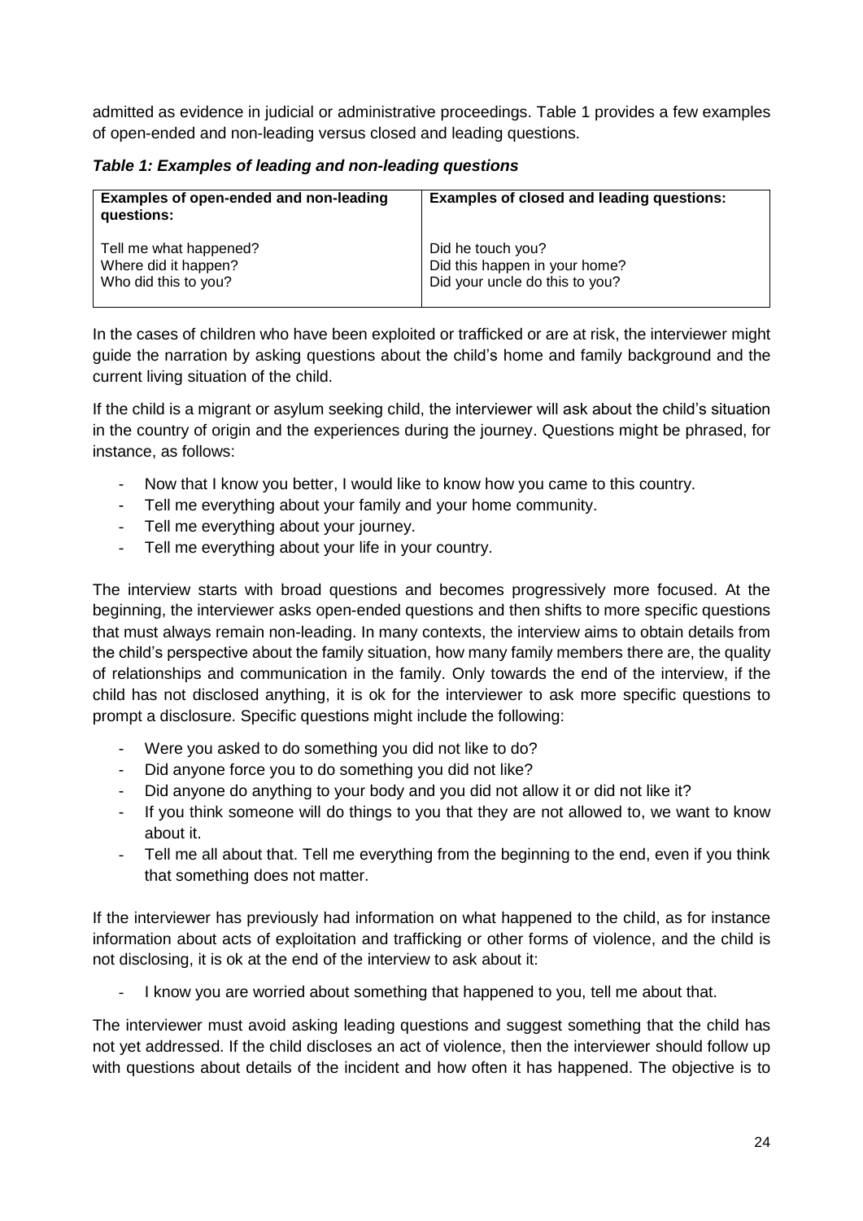admitted as evidence in judicial or administrative proceedings. Table 1 provides a few examples of open-ended and non-leading versus closed and leading questions.

***Table 1: Examples of leading and non-leading questions***

| **Examples of open-ended and non-leading questions:** | **Examples of closed and leading questions:** |
|---|---|
| Tell me what happened?<br>Where did it happen?<br>Who did this to you? | Did he touch you?<br>Did this happen in your home?<br>Did your uncle do this to you? |

In the cases of children who have been exploited or trafficked or are at risk, the interviewer might guide the narration by asking questions about the child's home and family background and the current living situation of the child.

If the child is a migrant or asylum seeking child, the interviewer will ask about the child's situation in the country of origin and the experiences during the journey. Questions might be phrased, for instance, as follows:

- Now that I know you better, I would like to know how you came to this country.
- Tell me everything about your family and your home community.
- Tell me everything about your journey.
- Tell me everything about your life in your country.

The interview starts with broad questions and becomes progressively more focused. At the beginning, the interviewer asks open-ended questions and then shifts to more specific questions that must always remain non-leading. In many contexts, the interview aims to obtain details from the child's perspective about the family situation, how many family members there are, the quality of relationships and communication in the family. Only towards the end of the interview, if the child has not disclosed anything, it is ok for the interviewer to ask more specific questions to prompt a disclosure. Specific questions might include the following:

- Were you asked to do something you did not like to do?
- Did anyone force you to do something you did not like?
- Did anyone do anything to your body and you did not allow it or did not like it?
- If you think someone will do things to you that they are not allowed to, we want to know about it.
- Tell me all about that. Tell me everything from the beginning to the end, even if you think that something does not matter.

If the interviewer has previously had information on what happened to the child, as for instance information about acts of exploitation and trafficking or other forms of violence, and the child is not disclosing, it is ok at the end of the interview to ask about it:

- I know you are worried about something that happened to you, tell me about that.

The interviewer must avoid asking leading questions and suggest something that the child has not yet addressed. If the child discloses an act of violence, then the interviewer should follow up with questions about details of the incident and how often it has happened. The objective is to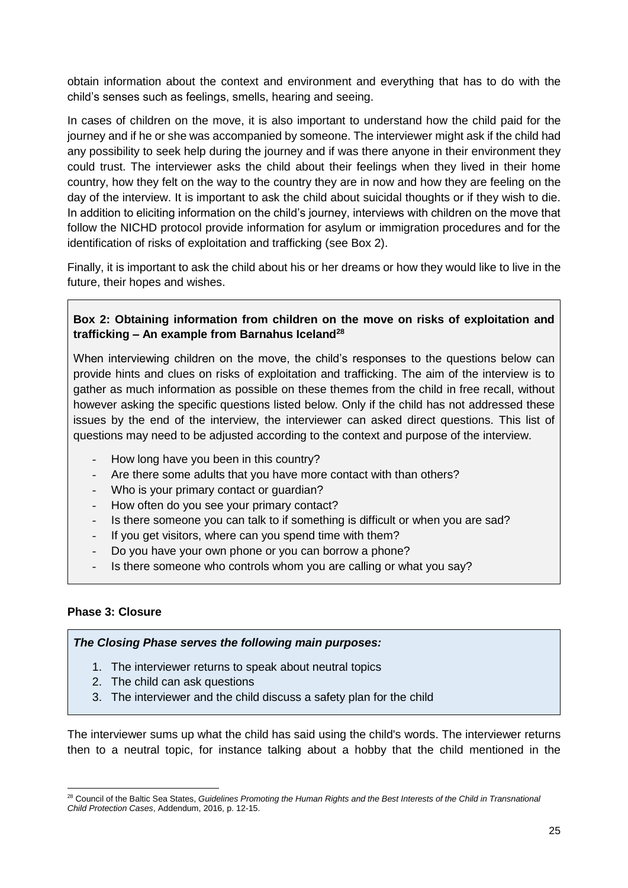obtain information about the context and environment and everything that has to do with the child's senses such as feelings, smells, hearing and seeing.

In cases of children on the move, it is also important to understand how the child paid for the journey and if he or she was accompanied by someone. The interviewer might ask if the child had any possibility to seek help during the journey and if was there anyone in their environment they could trust. The interviewer asks the child about their feelings when they lived in their home country, how they felt on the way to the country they are in now and how they are feeling on the day of the interview. It is important to ask the child about suicidal thoughts or if they wish to die. In addition to eliciting information on the child's journey, interviews with children on the move that follow the NICHD protocol provide information for asylum or immigration procedures and for the identification of risks of exploitation and trafficking (see Box 2).

Finally, it is important to ask the child about his or her dreams or how they would like to live in the future, their hopes and wishes.

**Box 2: Obtaining information from children on the move on risks of exploitation and trafficking – An example from Barnahus Iceland[28]**

When interviewing children on the move, the child's responses to the questions below can provide hints and clues on risks of exploitation and trafficking. The aim of the interview is to gather as much information as possible on these themes from the child in free recall, without however asking the specific questions listed below. Only if the child has not addressed these issues by the end of the interview, the interviewer can asked direct questions. This list of questions may need to be adjusted according to the context and purpose of the interview.

- How long have you been in this country?
- Are there some adults that you have more contact with than others?
- Who is your primary contact or guardian?
- How often do you see your primary contact?
- Is there someone you can talk to if something is difficult or when you are sad?
- If you get visitors, where can you spend time with them?
- Do you have your own phone or you can borrow a phone?
- Is there someone who controls whom you are calling or what you say?

### Phase 3: Closure

***The Closing Phase serves the following main purposes:***

1. The interviewer returns to speak about neutral topics
2. The child can ask questions
3. The interviewer and the child discuss a safety plan for the child

The interviewer sums up what the child has said using the child's words. The interviewer returns then to a neutral topic, for instance talking about a hobby that the child mentioned in the

[28] Council of the Baltic Sea States, *Guidelines Promoting the Human Rights and the Best Interests of the Child in Transnational Child Protection Cases*, Addendum, 2016, p. 12-15.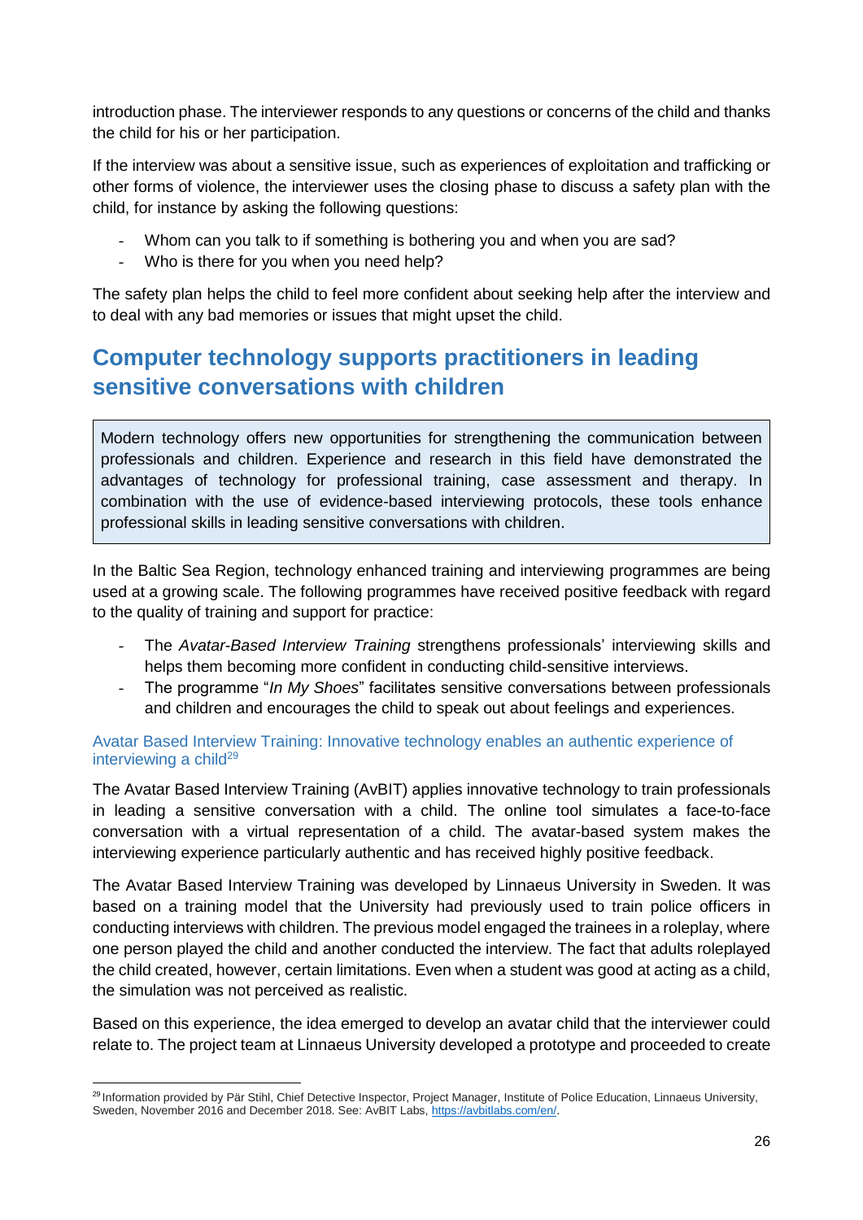introduction phase. The interviewer responds to any questions or concerns of the child and thanks the child for his or her participation.

If the interview was about a sensitive issue, such as experiences of exploitation and trafficking or other forms of violence, the interviewer uses the closing phase to discuss a safety plan with the child, for instance by asking the following questions:

- Whom can you talk to if something is bothering you and when you are sad?
- Who is there for you when you need help?

The safety plan helps the child to feel more confident about seeking help after the interview and to deal with any bad memories or issues that might upset the child.

## Computer technology supports practitioners in leading sensitive conversations with children

> Modern technology offers new opportunities for strengthening the communication between professionals and children. Experience and research in this field have demonstrated the advantages of technology for professional training, case assessment and therapy. In combination with the use of evidence-based interviewing protocols, these tools enhance professional skills in leading sensitive conversations with children.

In the Baltic Sea Region, technology enhanced training and interviewing programmes are being used at a growing scale. The following programmes have received positive feedback with regard to the quality of training and support for practice:

- The *Avatar-Based Interview Training* strengthens professionals' interviewing skills and helps them becoming more confident in conducting child-sensitive interviews.
- The programme "*In My Shoes*" facilitates sensitive conversations between professionals and children and encourages the child to speak out about feelings and experiences.

### Avatar Based Interview Training: Innovative technology enables an authentic experience of interviewing a child[29]

The Avatar Based Interview Training (AvBIT) applies innovative technology to train professionals in leading a sensitive conversation with a child. The online tool simulates a face-to-face conversation with a virtual representation of a child. The avatar-based system makes the interviewing experience particularly authentic and has received highly positive feedback.

The Avatar Based Interview Training was developed by Linnaeus University in Sweden. It was based on a training model that the University had previously used to train police officers in conducting interviews with children. The previous model engaged the trainees in a roleplay, where one person played the child and another conducted the interview. The fact that adults roleplayed the child created, however, certain limitations. Even when a student was good at acting as a child, the simulation was not perceived as realistic.

Based on this experience, the idea emerged to develop an avatar child that the interviewer could relate to. The project team at Linnaeus University developed a prototype and proceeded to create

[29] Information provided by Pär Stihl, Chief Detective Inspector, Project Manager, Institute of Police Education, Linnaeus University, Sweden, November 2016 and December 2018. See: AvBIT Labs, https://avbitlabs.com/en/.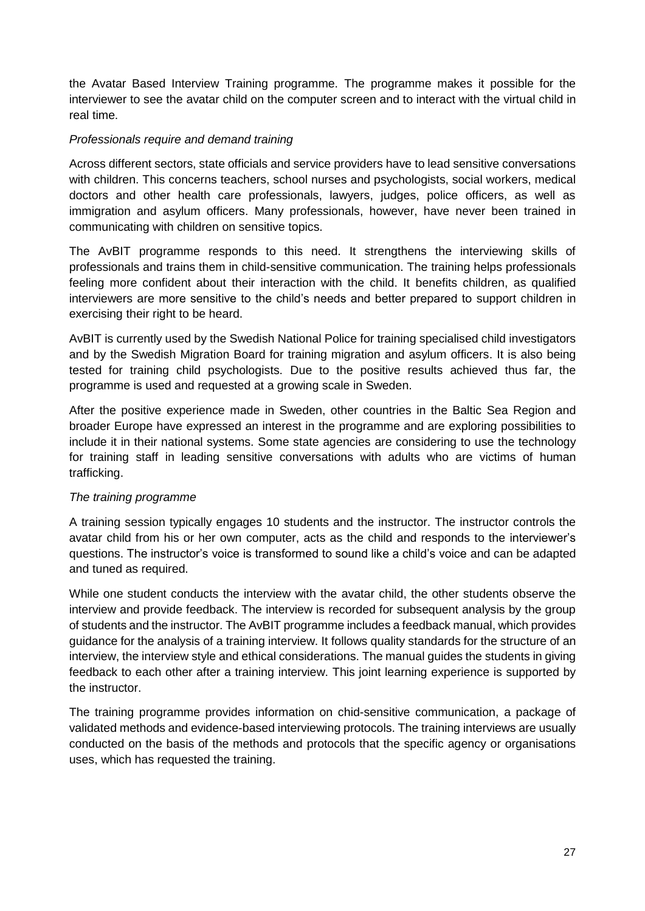the Avatar Based Interview Training programme. The programme makes it possible for the interviewer to see the avatar child on the computer screen and to interact with the virtual child in real time.

*Professionals require and demand training*

Across different sectors, state officials and service providers have to lead sensitive conversations with children. This concerns teachers, school nurses and psychologists, social workers, medical doctors and other health care professionals, lawyers, judges, police officers, as well as immigration and asylum officers. Many professionals, however, have never been trained in communicating with children on sensitive topics.

The AvBIT programme responds to this need. It strengthens the interviewing skills of professionals and trains them in child-sensitive communication. The training helps professionals feeling more confident about their interaction with the child. It benefits children, as qualified interviewers are more sensitive to the child's needs and better prepared to support children in exercising their right to be heard.

AvBIT is currently used by the Swedish National Police for training specialised child investigators and by the Swedish Migration Board for training migration and asylum officers. It is also being tested for training child psychologists. Due to the positive results achieved thus far, the programme is used and requested at a growing scale in Sweden.

After the positive experience made in Sweden, other countries in the Baltic Sea Region and broader Europe have expressed an interest in the programme and are exploring possibilities to include it in their national systems. Some state agencies are considering to use the technology for training staff in leading sensitive conversations with adults who are victims of human trafficking.

*The training programme*

A training session typically engages 10 students and the instructor. The instructor controls the avatar child from his or her own computer, acts as the child and responds to the interviewer's questions. The instructor's voice is transformed to sound like a child's voice and can be adapted and tuned as required.

While one student conducts the interview with the avatar child, the other students observe the interview and provide feedback. The interview is recorded for subsequent analysis by the group of students and the instructor. The AvBIT programme includes a feedback manual, which provides guidance for the analysis of a training interview. It follows quality standards for the structure of an interview, the interview style and ethical considerations. The manual guides the students in giving feedback to each other after a training interview. This joint learning experience is supported by the instructor.

The training programme provides information on chid-sensitive communication, a package of validated methods and evidence-based interviewing protocols. The training interviews are usually conducted on the basis of the methods and protocols that the specific agency or organisations uses, which has requested the training.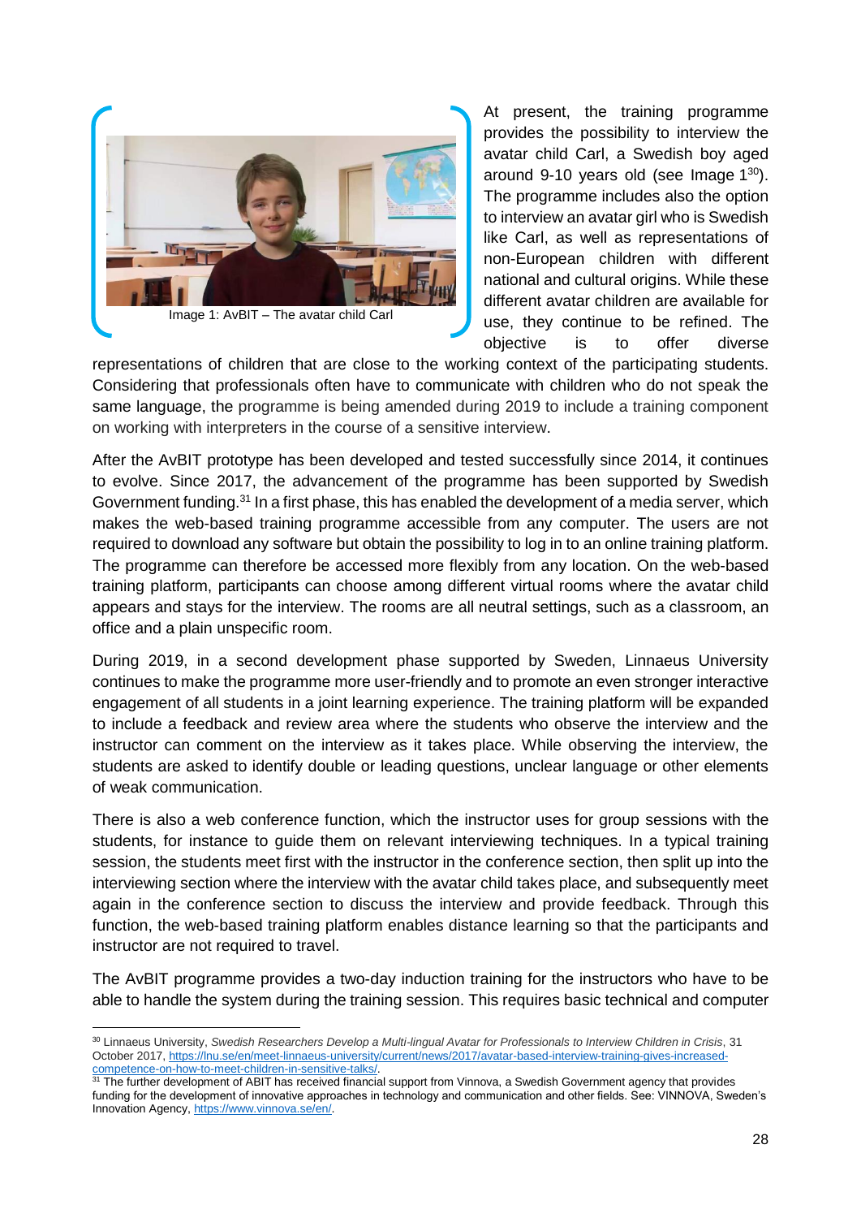Image 1: AvBIT – The avatar child Carl

At present, the training programme provides the possibility to interview the avatar child Carl, a Swedish boy aged around 9-10 years old (see Image 1[30]). The programme includes also the option to interview an avatar girl who is Swedish like Carl, as well as representations of non-European children with different national and cultural origins. While these different avatar children are available for use, they continue to be refined. The objective is to offer diverse representations of children that are close to the working context of the participating students. Considering that professionals often have to communicate with children who do not speak the same language, the programme is being amended during 2019 to include a training component on working with interpreters in the course of a sensitive interview.

After the AvBIT prototype has been developed and tested successfully since 2014, it continues to evolve. Since 2017, the advancement of the programme has been supported by Swedish Government funding.[31] In a first phase, this has enabled the development of a media server, which makes the web-based training programme accessible from any computer. The users are not required to download any software but obtain the possibility to log in to an online training platform. The programme can therefore be accessed more flexibly from any location. On the web-based training platform, participants can choose among different virtual rooms where the avatar child appears and stays for the interview. The rooms are all neutral settings, such as a classroom, an office and a plain unspecific room.

During 2019, in a second development phase supported by Sweden, Linnaeus University continues to make the programme more user-friendly and to promote an even stronger interactive engagement of all students in a joint learning experience. The training platform will be expanded to include a feedback and review area where the students who observe the interview and the instructor can comment on the interview as it takes place. While observing the interview, the students are asked to identify double or leading questions, unclear language or other elements of weak communication.

There is also a web conference function, which the instructor uses for group sessions with the students, for instance to guide them on relevant interviewing techniques. In a typical training session, the students meet first with the instructor in the conference section, then split up into the interviewing section where the interview with the avatar child takes place, and subsequently meet again in the conference section to discuss the interview and provide feedback. Through this function, the web-based training platform enables distance learning so that the participants and instructor are not required to travel.

The AvBIT programme provides a two-day induction training for the instructors who have to be able to handle the system during the training session. This requires basic technical and computer

---

[30] Linnaeus University, *Swedish Researchers Develop a Multi-lingual Avatar for Professionals to Interview Children in Crisis*, 31 October 2017, https://lnu.se/en/meet-linnaeus-university/current/news/2017/avatar-based-interview-training-gives-increased-competence-on-how-to-meet-children-in-sensitive-talks/.

[31] The further development of ABIT has received financial support from Vinnova, a Swedish Government agency that provides funding for the development of innovative approaches in technology and communication and other fields. See: VINNOVA, Sweden's Innovation Agency, https://www.vinnova.se/en/.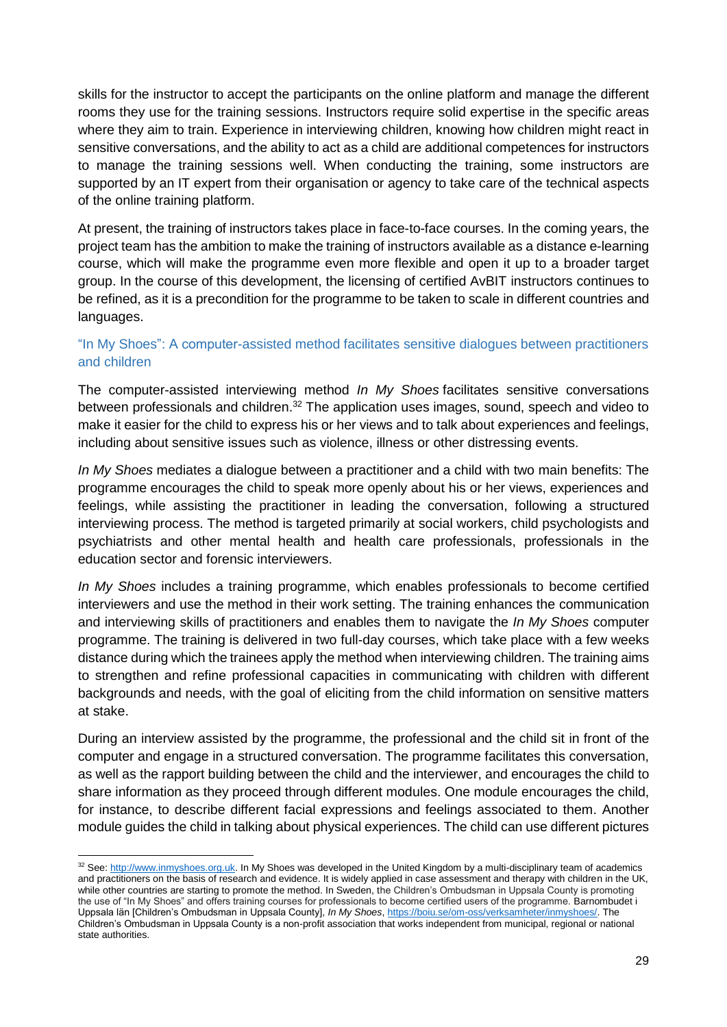skills for the instructor to accept the participants on the online platform and manage the different rooms they use for the training sessions. Instructors require solid expertise in the specific areas where they aim to train. Experience in interviewing children, knowing how children might react in sensitive conversations, and the ability to act as a child are additional competences for instructors to manage the training sessions well. When conducting the training, some instructors are supported by an IT expert from their organisation or agency to take care of the technical aspects of the online training platform.

At present, the training of instructors takes place in face-to-face courses. In the coming years, the project team has the ambition to make the training of instructors available as a distance e-learning course, which will make the programme even more flexible and open it up to a broader target group. In the course of this development, the licensing of certified AvBIT instructors continues to be refined, as it is a precondition for the programme to be taken to scale in different countries and languages.

### "In My Shoes": A computer-assisted method facilitates sensitive dialogues between practitioners and children

The computer-assisted interviewing method *In My Shoes* facilitates sensitive conversations between professionals and children.[32] The application uses images, sound, speech and video to make it easier for the child to express his or her views and to talk about experiences and feelings, including about sensitive issues such as violence, illness or other distressing events.

*In My Shoes* mediates a dialogue between a practitioner and a child with two main benefits: The programme encourages the child to speak more openly about his or her views, experiences and feelings, while assisting the practitioner in leading the conversation, following a structured interviewing process. The method is targeted primarily at social workers, child psychologists and psychiatrists and other mental health and health care professionals, professionals in the education sector and forensic interviewers.

*In My Shoes* includes a training programme, which enables professionals to become certified interviewers and use the method in their work setting. The training enhances the communication and interviewing skills of practitioners and enables them to navigate the *In My Shoes* computer programme. The training is delivered in two full-day courses, which take place with a few weeks distance during which the trainees apply the method when interviewing children. The training aims to strengthen and refine professional capacities in communicating with children with different backgrounds and needs, with the goal of eliciting from the child information on sensitive matters at stake.

During an interview assisted by the programme, the professional and the child sit in front of the computer and engage in a structured conversation. The programme facilitates this conversation, as well as the rapport building between the child and the interviewer, and encourages the child to share information as they proceed through different modules. One module encourages the child, for instance, to describe different facial expressions and feelings associated to them. Another module guides the child in talking about physical experiences. The child can use different pictures

---

[32] See: http://www.inmyshoes.org.uk. In My Shoes was developed in the United Kingdom by a multi-disciplinary team of academics and practitioners on the basis of research and evidence. It is widely applied in case assessment and therapy with children in the UK, while other countries are starting to promote the method. In Sweden, the Children's Ombudsman in Uppsala County is promoting the use of "In My Shoes" and offers training courses for professionals to become certified users of the programme. Barnombudet i Uppsala län [Children's Ombudsman in Uppsala County], *In My Shoes*, https://boiu.se/om-oss/verksamheter/inmyshoes/. The Children's Ombudsman in Uppsala County is a non-profit association that works independent from municipal, regional or national state authorities.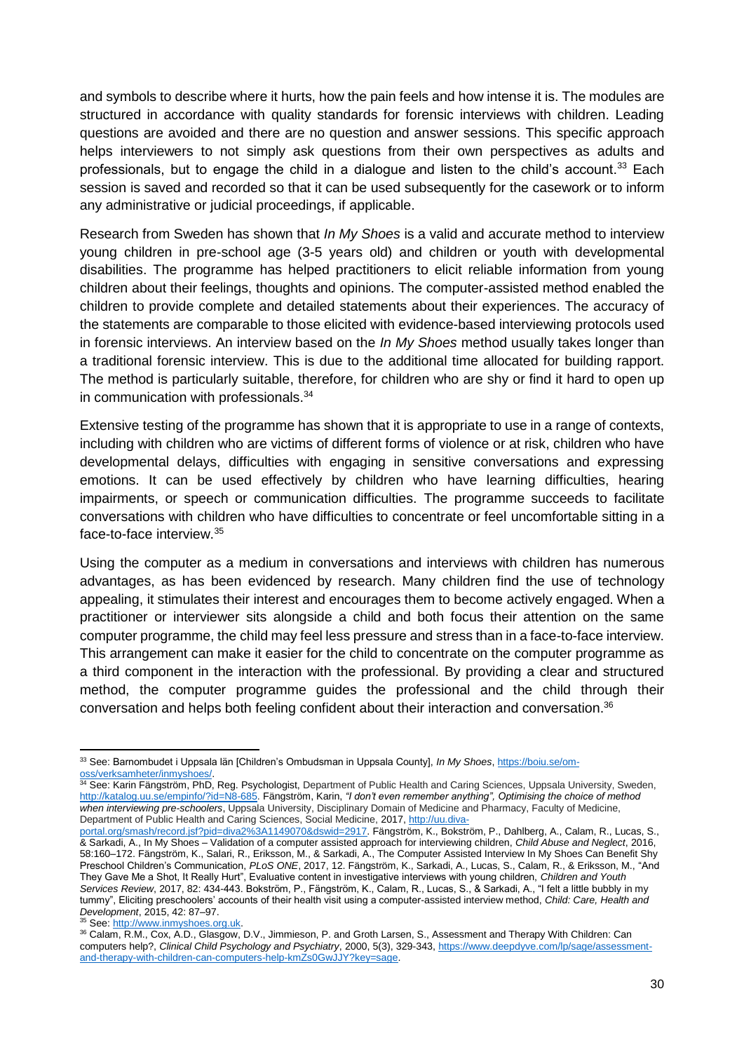and symbols to describe where it hurts, how the pain feels and how intense it is. The modules are structured in accordance with quality standards for forensic interviews with children. Leading questions are avoided and there are no question and answer sessions. This specific approach helps interviewers to not simply ask questions from their own perspectives as adults and professionals, but to engage the child in a dialogue and listen to the child's account.[33] Each session is saved and recorded so that it can be used subsequently for the casework or to inform any administrative or judicial proceedings, if applicable.

Research from Sweden has shown that *In My Shoes* is a valid and accurate method to interview young children in pre-school age (3-5 years old) and children or youth with developmental disabilities. The programme has helped practitioners to elicit reliable information from young children about their feelings, thoughts and opinions. The computer-assisted method enabled the children to provide complete and detailed statements about their experiences. The accuracy of the statements are comparable to those elicited with evidence-based interviewing protocols used in forensic interviews. An interview based on the *In My Shoes* method usually takes longer than a traditional forensic interview. This is due to the additional time allocated for building rapport. The method is particularly suitable, therefore, for children who are shy or find it hard to open up in communication with professionals.[34]

Extensive testing of the programme has shown that it is appropriate to use in a range of contexts, including with children who are victims of different forms of violence or at risk, children who have developmental delays, difficulties with engaging in sensitive conversations and expressing emotions. It can be used effectively by children who have learning difficulties, hearing impairments, or speech or communication difficulties. The programme succeeds to facilitate conversations with children who have difficulties to concentrate or feel uncomfortable sitting in a face-to-face interview.[35]

Using the computer as a medium in conversations and interviews with children has numerous advantages, as has been evidenced by research. Many children find the use of technology appealing, it stimulates their interest and encourages them to become actively engaged. When a practitioner or interviewer sits alongside a child and both focus their attention on the same computer programme, the child may feel less pressure and stress than in a face-to-face interview. This arrangement can make it easier for the child to concentrate on the computer programme as a third component in the interaction with the professional. By providing a clear and structured method, the computer programme guides the professional and the child through their conversation and helps both feeling confident about their interaction and conversation.[36]

---

[33] See: Barnombudet i Uppsala län [Children's Ombudsman in Uppsala County], *In My Shoes*, https://boiu.se/om-oss/verksamheter/inmyshoes/.

[34] See: Karin Fängström, PhD, Reg. Psychologist, Department of Public Health and Caring Sciences, Uppsala University, Sweden, http://katalog.uu.se/empinfo/?id=N8-685. Fängström, Karin, *"I don't even remember anything", Optimising the choice of method when interviewing pre-schoolers*, Uppsala University, Disciplinary Domain of Medicine and Pharmacy, Faculty of Medicine, Department of Public Health and Caring Sciences, Social Medicine, 2017, http://uu.diva-portal.org/smash/record.jsf?pid=diva2%3A1149070&dswid=2917. Fängström, K., Bokström, P., Dahlberg, A., Calam, R., Lucas, S., & Sarkadi, A., In My Shoes – Validation of a computer assisted approach for interviewing children, *Child Abuse and Neglect*, 2016, 58:160–172. Fängström, K., Salari, R., Eriksson, M., & Sarkadi, A., The Computer Assisted Interview In My Shoes Can Benefit Shy Preschool Children's Communication, *PLoS ONE*, 2017, 12. Fängström, K., Sarkadi, A., Lucas, S., Calam, R., & Eriksson, M., "And They Gave Me a Shot, It Really Hurt", Evaluative content in investigative interviews with young children, *Children and Youth Services Review*, 2017, 82: 434-443. Bokström, P., Fängström, K., Calam, R., Lucas, S., & Sarkadi, A., "I felt a little bubbly in my tummy", Eliciting preschoolers' accounts of their health visit using a computer-assisted interview method, *Child: Care, Health and Development*, 2015, 42: 87–97.

[35] See: http://www.inmyshoes.org.uk.

[36] Calam, R.M., Cox, A.D., Glasgow, D.V., Jimmieson, P. and Groth Larsen, S., Assessment and Therapy With Children: Can computers help?, *Clinical Child Psychology and Psychiatry*, 2000, 5(3), 329-343, https://www.deepdyve.com/lp/sage/assessment-and-therapy-with-children-can-computers-help-kmZs0GwJJY?key=sage.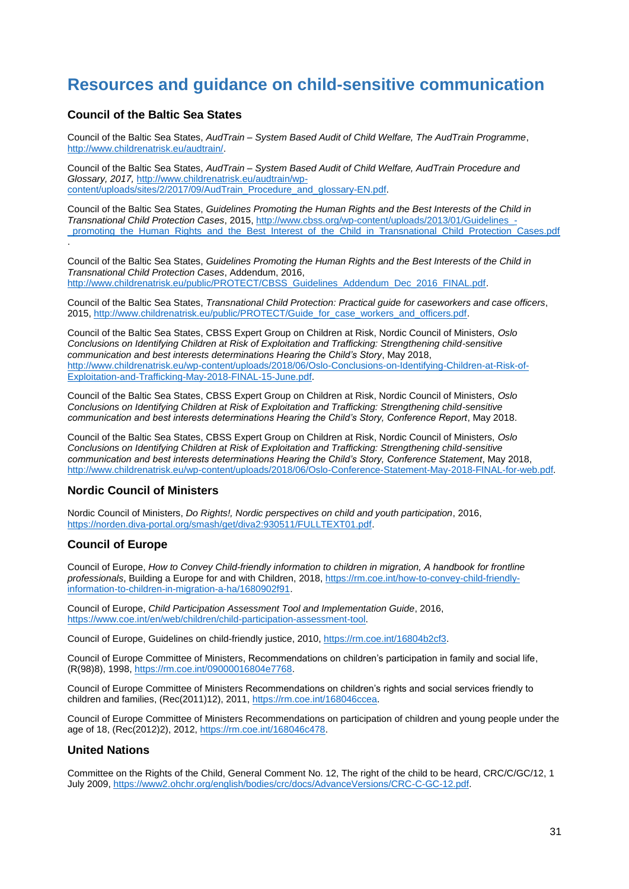# Resources and guidance on child-sensitive communication

## Council of the Baltic Sea States

Council of the Baltic Sea States, *AudTrain – System Based Audit of Child Welfare, The AudTrain Programme*, http://www.childrenatrisk.eu/audtrain/.

Council of the Baltic Sea States, *AudTrain – System Based Audit of Child Welfare, AudTrain Procedure and Glossary, 2017,* http://www.childrenatrisk.eu/audtrain/wp-content/uploads/sites/2/2017/09/AudTrain_Procedure_and_glossary-EN.pdf.

Council of the Baltic Sea States, *Guidelines Promoting the Human Rights and the Best Interests of the Child in Transnational Child Protection Cases*, 2015, http://www.cbss.org/wp-content/uploads/2013/01/Guidelines_-_promoting_the_Human_Rights_and_the_Best_Interest_of_the_Child_in_Transnational_Child_Protection_Cases.pdf.

Council of the Baltic Sea States, *Guidelines Promoting the Human Rights and the Best Interests of the Child in Transnational Child Protection Cases*, Addendum, 2016, http://www.childrenatrisk.eu/public/PROTECT/CBSS_Guidelines_Addendum_Dec_2016_FINAL.pdf.

Council of the Baltic Sea States, *Transnational Child Protection: Practical guide for caseworkers and case officers*, 2015, http://www.childrenatrisk.eu/public/PROTECT/Guide_for_case_workers_and_officers.pdf.

Council of the Baltic Sea States, CBSS Expert Group on Children at Risk, Nordic Council of Ministers, *Oslo Conclusions on Identifying Children at Risk of Exploitation and Trafficking: Strengthening child-sensitive communication and best interests determinations Hearing the Child's Story*, May 2018, http://www.childrenatrisk.eu/wp-content/uploads/2018/06/Oslo-Conclusions-on-Identifying-Children-at-Risk-of-Exploitation-and-Trafficking-May-2018-FINAL-15-June.pdf.

Council of the Baltic Sea States, CBSS Expert Group on Children at Risk, Nordic Council of Ministers, *Oslo Conclusions on Identifying Children at Risk of Exploitation and Trafficking: Strengthening child-sensitive communication and best interests determinations Hearing the Child's Story, Conference Report*, May 2018.

Council of the Baltic Sea States, CBSS Expert Group on Children at Risk, Nordic Council of Ministers, *Oslo Conclusions on Identifying Children at Risk of Exploitation and Trafficking: Strengthening child-sensitive communication and best interests determinations Hearing the Child's Story, Conference Statement*, May 2018, http://www.childrenatrisk.eu/wp-content/uploads/2018/06/Oslo-Conference-Statement-May-2018-FINAL-for-web.pdf.

## Nordic Council of Ministers

Nordic Council of Ministers, *Do Rights!, Nordic perspectives on child and youth participation*, 2016, https://norden.diva-portal.org/smash/get/diva2:930511/FULLTEXT01.pdf.

## Council of Europe

Council of Europe, *How to Convey Child-friendly information to children in migration, A handbook for frontline professionals*, Building a Europe for and with Children, 2018, https://rm.coe.int/how-to-convey-child-friendly-information-to-children-in-migration-a-ha/1680902f91.

Council of Europe, *Child Participation Assessment Tool and Implementation Guide*, 2016, https://www.coe.int/en/web/children/child-participation-assessment-tool.

Council of Europe, Guidelines on child-friendly justice, 2010, https://rm.coe.int/16804b2cf3.

Council of Europe Committee of Ministers, Recommendations on children's participation in family and social life, (R(98)8), 1998, https://rm.coe.int/09000016804e7768.

Council of Europe Committee of Ministers Recommendations on children's rights and social services friendly to children and families, (Rec(2011)12), 2011, https://rm.coe.int/168046ccea.

Council of Europe Committee of Ministers Recommendations on participation of children and young people under the age of 18, (Rec(2012)2), 2012, https://rm.coe.int/168046c478.

## United Nations

Committee on the Rights of the Child, General Comment No. 12, The right of the child to be heard, CRC/C/GC/12, 1 July 2009, https://www2.ohchr.org/english/bodies/crc/docs/AdvanceVersions/CRC-C-GC-12.pdf.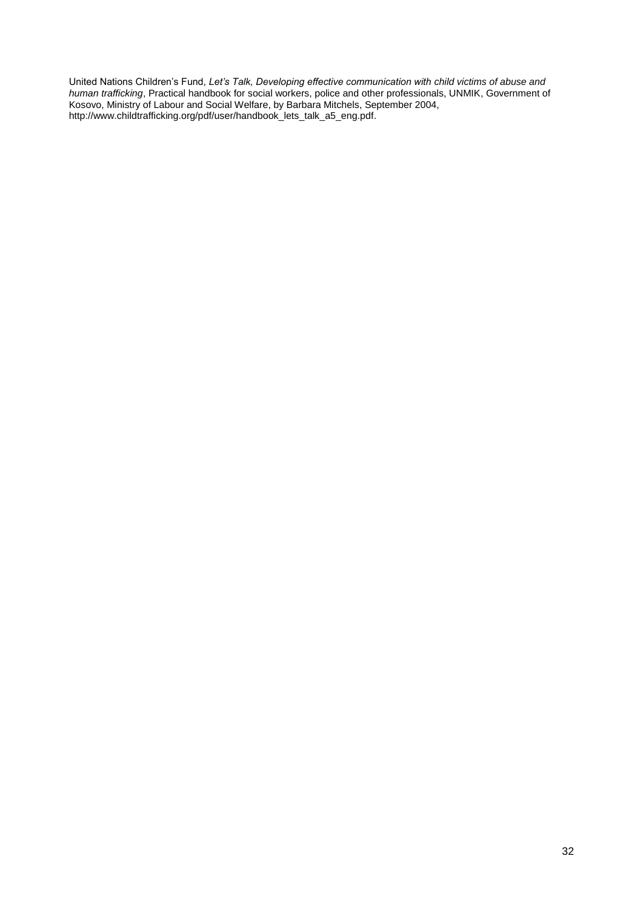United Nations Children's Fund, *Let's Talk, Developing effective communication with child victims of abuse and human trafficking*, Practical handbook for social workers, police and other professionals, UNMIK, Government of Kosovo, Ministry of Labour and Social Welfare, by Barbara Mitchels, September 2004, http://www.childtrafficking.org/pdf/user/handbook_lets_talk_a5_eng.pdf.